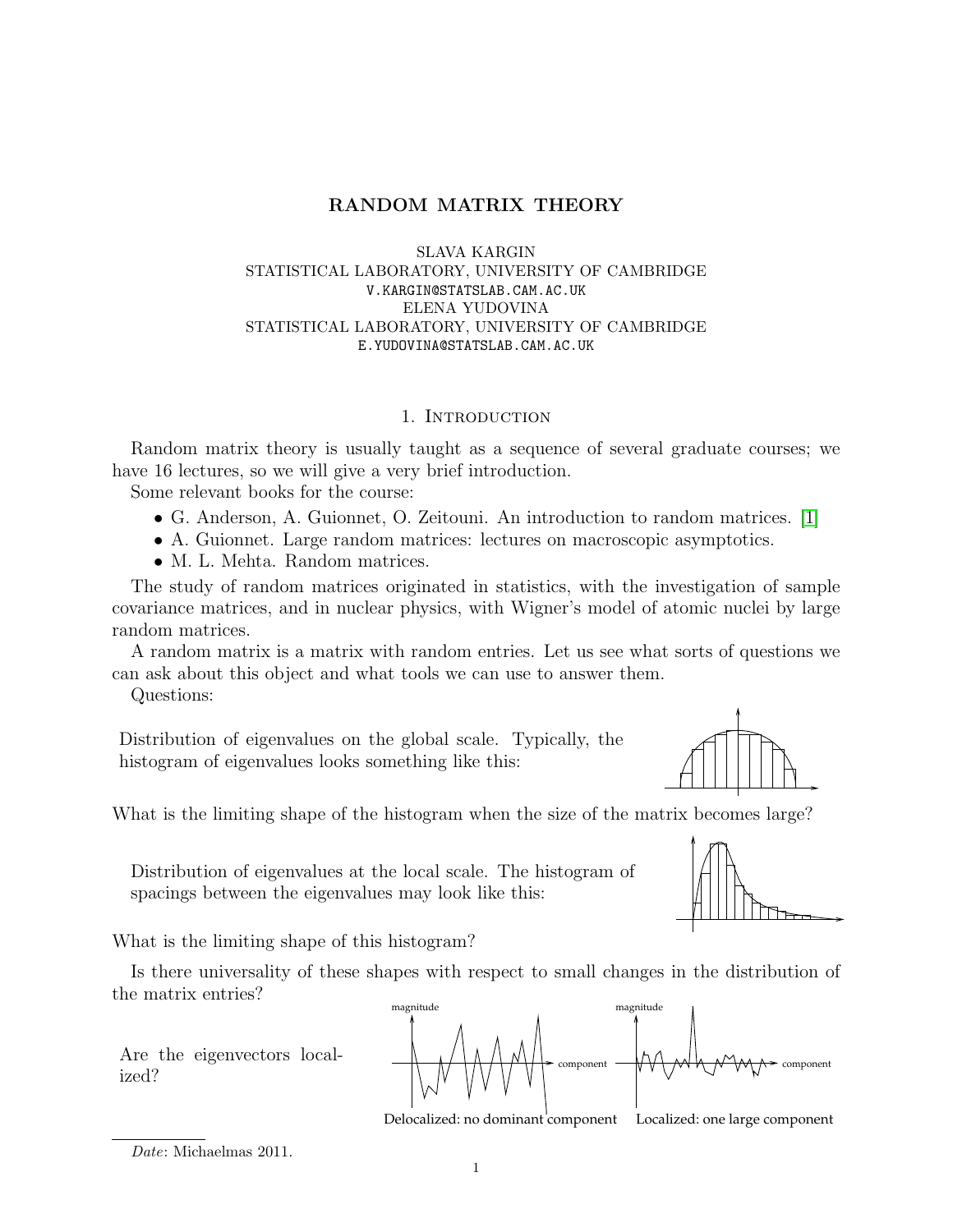# RANDOM MATRIX THEORY

SLAVA KARGIN
STATISTICAL LABORATORY, UNIVERSITY OF CAMBRIDGE
V.KARGIN@STATSLAB.CAM.AC.UK
ELENA YUDOVINA
STATISTICAL LABORATORY, UNIVERSITY OF CAMBRIDGE
E.YUDOVINA@STATSLAB.CAM.AC.UK

## 1. Introduction

Random matrix theory is usually taught as a sequence of several graduate courses; we have 16 lectures, so we will give a very brief introduction.

Some relevant books for the course:

- G. Anderson, A. Guionnet, O. Zeitouni. An introduction to random matrices. [1]
- A. Guionnet. Large random matrices: lectures on macroscopic asymptotics.
- M. L. Mehta. Random matrices.

The study of random matrices originated in statistics, with the investigation of sample covariance matrices, and in nuclear physics, with Wigner's model of atomic nuclei by large random matrices.

A random matrix is a matrix with random entries. Let us see what sorts of questions we can ask about this object and what tools we can use to answer them.

Questions:

Distribution of eigenvalues on the global scale. Typically, the histogram of eigenvalues looks something like this:

What is the limiting shape of the histogram when the size of the matrix becomes large?

Distribution of eigenvalues at the local scale. The histogram of spacings between the eigenvalues may look like this:

What is the limiting shape of this histogram?

Is there universality of these shapes with respect to small changes in the distribution of the matrix entries?

Are the eigenvectors localized?

magnitude
component
Delocalized: no dominant component

magnitude
component
Localized: one large component

*Date*: Michaelmas 2011.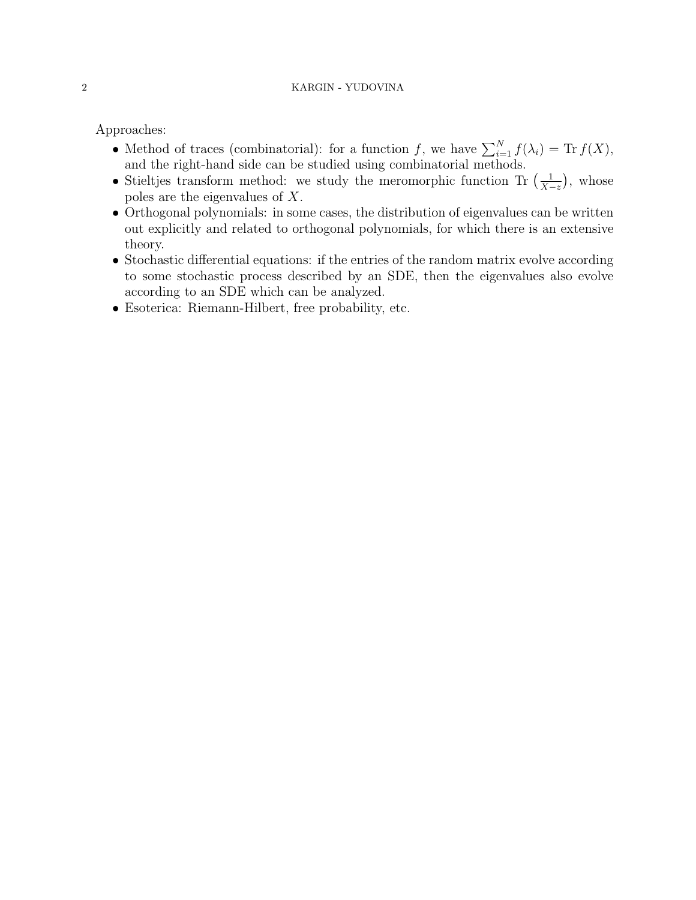Approaches:

- Method of traces (combinatorial): for a function $f$, we have $\sum_{i=1}^{N} f(\lambda_i) = \operatorname{Tr} f(X)$, and the right-hand side can be studied using combinatorial methods.
- Stieltjes transform method: we study the meromorphic function $\operatorname{Tr}\left(\frac{1}{X-z}\right)$, whose poles are the eigenvalues of $X$.
- Orthogonal polynomials: in some cases, the distribution of eigenvalues can be written out explicitly and related to orthogonal polynomials, for which there is an extensive theory.
- Stochastic differential equations: if the entries of the random matrix evolve according to some stochastic process described by an SDE, then the eigenvalues also evolve according to an SDE which can be analyzed.
- Esoterica: Riemann-Hilbert, free probability, etc.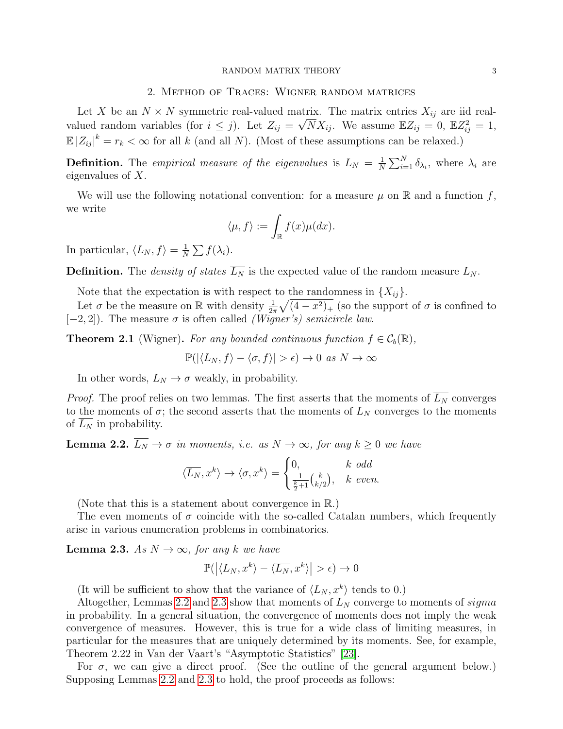## 2. Method of Traces: Wigner random matrices

Let $X$ be an $N \times N$ symmetric real-valued matrix. The matrix entries $X_{ij}$ are iid real-valued random variables (for $i \le j$). Let $Z_{ij} = \sqrt{N} X_{ij}$. We assume $\mathbb{E} Z_{ij} = 0$, $\mathbb{E} Z_{ij}^2 = 1$, $\mathbb{E} |Z_{ij}|^k = r_k < \infty$ for all $k$ (and all $N$). (Most of these assumptions can be relaxed.)

**Definition.** The *empirical measure of the eigenvalues* is $L_N = \frac{1}{N} \sum_{i=1}^N \delta_{\lambda_i}$, where $\lambda_i$ are eigenvalues of $X$.

We will use the following notational convention: for a measure $\mu$ on $\mathbb{R}$ and a function $f$, we write

$$\langle \mu, f \rangle := \int_{\mathbb{R}} f(x) \mu(dx).$$

In particular, $\langle L_N, f \rangle = \frac{1}{N} \sum f(\lambda_i)$.

**Definition.** The *density of states* $\overline{L_N}$ is the expected value of the random measure $L_N$.

Note that the expectation is with respect to the randomness in $\{X_{ij}\}$.

Let $\sigma$ be the measure on $\mathbb{R}$ with density $\frac{1}{2\pi}\sqrt{(4-x^2)_+}$ (so the support of $\sigma$ is confined to $[-2, 2]$). The measure $\sigma$ is often called *(Wigner's) semicircle law*.

**Theorem 2.1** (Wigner)**.** *For any bounded continuous function $f \in \mathcal{C}_b(\mathbb{R})$,*

$$\mathbb{P}(|\langle L_N, f \rangle - \langle \sigma, f \rangle| > \epsilon) \to 0 \text{ as } N \to \infty$$

In other words, $L_N \to \sigma$ weakly, in probability.

*Proof.* The proof relies on two lemmas. The first asserts that the moments of $\overline{L_N}$ converges to the moments of $\sigma$; the second asserts that the moments of $L_N$ converges to the moments of $\overline{L_N}$ in probability.

**Lemma 2.2.** *$\overline{L_N} \to \sigma$ in moments, i.e. as $N \to \infty$, for any $k \ge 0$ we have*

$$\langle \overline{L_N}, x^k \rangle \to \langle \sigma, x^k \rangle = \begin{cases} 0, & k \text{ odd} \\ \frac{1}{\frac{k}{2}+1}\binom{k}{k/2}, & k \text{ even.} \end{cases}$$

(Note that this is a statement about convergence in $\mathbb{R}$.)

The even moments of $\sigma$ coincide with the so-called Catalan numbers, which frequently arise in various enumeration problems in combinatorics.

**Lemma 2.3.** *As $N \to \infty$, for any $k$ we have*

$$\mathbb{P}(\left|\langle L_N, x^k \rangle - \langle \overline{L_N}, x^k \rangle\right| > \epsilon) \to 0$$

(It will be sufficient to show that the variance of $\langle L_N, x^k \rangle$ tends to 0.)

Altogether, Lemmas 2.2 and 2.3 show that moments of $L_N$ converge to moments of *sigma* in probability. In a general situation, the convergence of moments does not imply the weak convergence of measures. However, this is true for a wide class of limiting measures, in particular for the measures that are uniquely determined by its moments. See, for example, Theorem 2.22 in Van der Vaart's "Asymptotic Statistics" [23].

For $\sigma$, we can give a direct proof. (See the outline of the general argument below.) Supposing Lemmas 2.2 and 2.3 to hold, the proof proceeds as follows: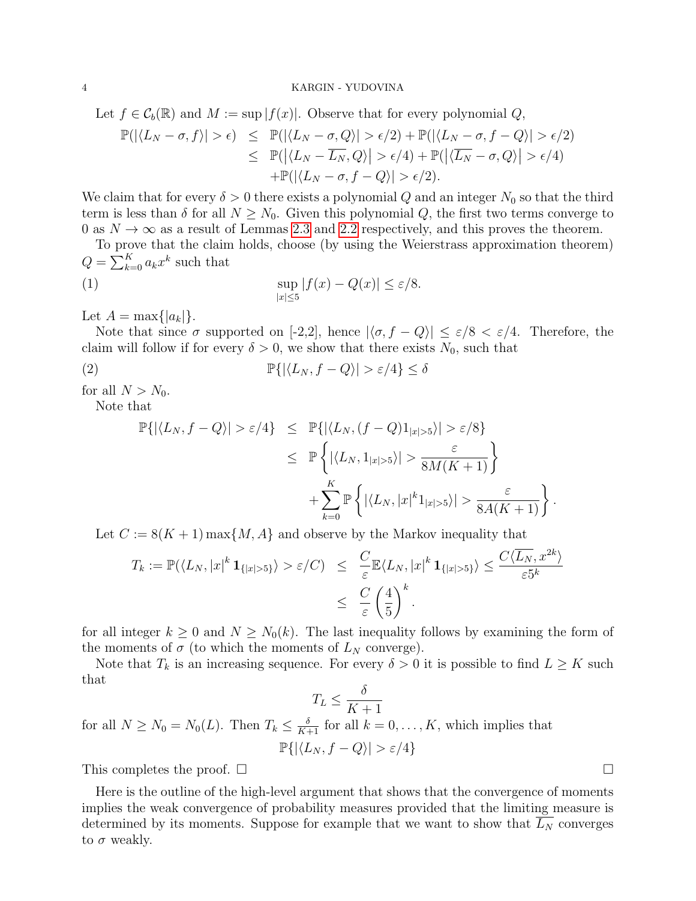Let $f \in \mathcal{C}_b(\mathbb{R})$ and $M := \sup |f(x)|$. Observe that for every polynomial $Q$,

$$
\begin{aligned}
\mathbb{P}(|\langle L_N - \sigma, f\rangle| > \epsilon) &\leq \mathbb{P}(|\langle L_N - \sigma, Q\rangle| > \epsilon/2) + \mathbb{P}(|\langle L_N - \sigma, f - Q\rangle| > \epsilon/2) \\
&\leq \mathbb{P}(\left|\langle L_N - \overline{L_N}, Q\rangle\right| > \epsilon/4) + \mathbb{P}(\left|\langle \overline{L_N} - \sigma, Q\rangle\right| > \epsilon/4) \\
&\quad + \mathbb{P}(|\langle L_N - \sigma, f - Q\rangle| > \epsilon/2).
\end{aligned}
$$

We claim that for every $\delta > 0$ there exists a polynomial $Q$ and an integer $N_0$ so that the third term is less than $\delta$ for all $N \geq N_0$. Given this polynomial $Q$, the first two terms converge to 0 as $N \to \infty$ as a result of Lemmas 2.3 and 2.2 respectively, and this proves the theorem.

To prove that the claim holds, choose (by using the Weierstrass approximation theorem) $Q = \sum_{k=0}^{K} a_k x^k$ such that

$$
\sup_{|x| \leq 5} |f(x) - Q(x)| \leq \varepsilon/8. \tag{1}
$$

Let $A = \max\{|a_k|\}$.

Note that since $\sigma$ supported on [-2,2], hence $|\langle \sigma, f - Q\rangle| \leq \varepsilon/8 < \varepsilon/4$. Therefore, the claim will follow if for every $\delta > 0$, we show that there exists $N_0$, such that

$$
\mathbb{P}\{|\langle L_N, f - Q\rangle| > \varepsilon/4\} \leq \delta \tag{2}
$$

for all $N > N_0$.

Note that

$$
\begin{aligned}
\mathbb{P}\{|\langle L_N, f - Q\rangle| > \varepsilon/4\} &\leq \mathbb{P}\{|\langle L_N, (f - Q)1_{|x|>5}\rangle| > \varepsilon/8\} \\
&\leq \mathbb{P}\left\{|\langle L_N, 1_{|x|>5}\rangle| > \frac{\varepsilon}{8M(K+1)}\right\} \\
&\quad + \sum_{k=0}^{K} \mathbb{P}\left\{|\langle L_N, |x|^k 1_{|x|>5}\rangle| > \frac{\varepsilon}{8A(K+1)}\right\}.
\end{aligned}
$$

Let $C := 8(K+1)\max\{M, A\}$ and observe by the Markov inequality that

$$
\begin{aligned}
T_k := \mathbb{P}(\langle L_N, |x|^k \mathbf{1}_{\{|x|>5\}}\rangle > \varepsilon/C) &\leq \frac{C}{\varepsilon}\mathbb{E}\langle L_N, |x|^k \mathbf{1}_{\{|x|>5\}}\rangle \leq \frac{C\langle \overline{L_N}, x^{2k}\rangle}{\varepsilon 5^k} \\
&\leq \frac{C}{\varepsilon}\left(\frac{4}{5}\right)^k.
\end{aligned}
$$

for all integer $k \geq 0$ and $N \geq N_0(k)$. The last inequality follows by examining the form of the moments of $\sigma$ (to which the moments of $L_N$ converge).

Note that $T_k$ is an increasing sequence. For every $\delta > 0$ it is possible to find $L \geq K$ such that

$$
T_L \leq \frac{\delta}{K+1}
$$

for all $N \geq N_0 = N_0(L)$. Then $T_k \leq \frac{\delta}{K+1}$ for all $k = 0, \ldots, K$, which implies that

$$
\mathbb{P}\{|\langle L_N, f - Q\rangle| > \varepsilon/4\}
$$

This completes the proof. □ □

Here is the outline of the high-level argument that shows that the convergence of moments implies the weak convergence of probability measures provided that the limiting measure is determined by its moments. Suppose for example that we want to show that $\overline{L_N}$ converges to $\sigma$ weakly.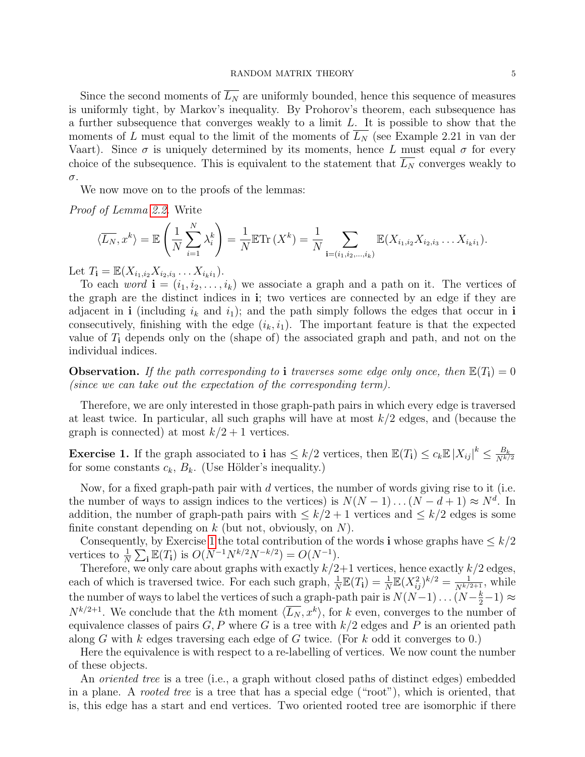Since the second moments of $\overline{L_N}$ are uniformly bounded, hence this sequence of measures is uniformly tight, by Markov's inequality. By Prohorov's theorem, each subsequence has a further subsequence that converges weakly to a limit $L$. It is possible to show that the moments of $L$ must equal to the limit of the moments of $\overline{L_N}$ (see Example 2.21 in van der Vaart). Since $\sigma$ is uniquely determined by its moments, hence $L$ must equal $\sigma$ for every choice of the subsequence. This is equivalent to the statement that $\overline{L_N}$ converges weakly to $\sigma$.

We now move on to the proofs of the lemmas:

*Proof of Lemma 2.2.* Write

$$\langle \overline{L_N}, x^k \rangle = \mathbb{E}\left( \frac{1}{N} \sum_{i=1}^{N} \lambda_i^k \right) = \frac{1}{N} \mathbb{E}\mathrm{Tr}\left(X^k\right) = \frac{1}{N} \sum_{\mathbf{i}=(i_1,i_2,\ldots,i_k)} \mathbb{E}(X_{i_1,i_2} X_{i_2,i_3} \ldots X_{i_k i_1}).$$

Let $T_{\mathbf{i}} = \mathbb{E}(X_{i_1,i_2} X_{i_2,i_3} \ldots X_{i_k i_1})$.

To each *word* $\mathbf{i} = (i_1, i_2, \ldots, i_k)$ we associate a graph and a path on it. The vertices of the graph are the distinct indices in $\mathbf{i}$; two vertices are connected by an edge if they are adjacent in $\mathbf{i}$ (including $i_k$ and $i_1$); and the path simply follows the edges that occur in $\mathbf{i}$ consecutively, finishing with the edge $(i_k, i_1)$. The important feature is that the expected value of $T_{\mathbf{i}}$ depends only on the (shape of) the associated graph and path, and not on the individual indices.

**Observation.** *If the path corresponding to* $\mathbf{i}$ *traverses some edge only once, then* $\mathbb{E}(T_{\mathbf{i}}) = 0$ *(since we can take out the expectation of the corresponding term).*

Therefore, we are only interested in those graph-path pairs in which every edge is traversed at least twice. In particular, all such graphs will have at most $k/2$ edges, and (because the graph is connected) at most $k/2 + 1$ vertices.

**Exercise 1.** If the graph associated to $\mathbf{i}$ has $\leq k/2$ vertices, then $\mathbb{E}(T_{\mathbf{i}}) \leq c_k \mathbb{E}\left|X_{ij}\right|^k \leq \frac{B_k}{N^{k/2}}$ for some constants $c_k$, $B_k$. (Use Hölder's inequality.)

Now, for a fixed graph-path pair with $d$ vertices, the number of words giving rise to it (i.e. the number of ways to assign indices to the vertices) is $N(N-1)\ldots(N-d+1) \approx N^d$. In addition, the number of graph-path pairs with $\leq k/2+1$ vertices and $\leq k/2$ edges is some finite constant depending on $k$ (but not, obviously, on $N$).

Consequently, by Exercise 1 the total contribution of the words $\mathbf{i}$ whose graphs have $\leq k/2$ vertices to $\frac{1}{N}\sum_{\mathbf{i}} \mathbb{E}(T_{\mathbf{i}})$ is $O(N^{-1} N^{k/2} N^{-k/2}) = O(N^{-1})$.

Therefore, we only care about graphs with exactly $k/2+1$ vertices, hence exactly $k/2$ edges, each of which is traversed twice. For each such graph, $\frac{1}{N}\mathbb{E}(T_{\mathbf{i}}) = \frac{1}{N}\mathbb{E}(X_{ij}^2)^{k/2} = \frac{1}{N^{k/2+1}}$, while the number of ways to label the vertices of such a graph-path pair is $N(N-1)\ldots(N-\frac{k}{2}-1) \approx N^{k/2+1}$. We conclude that the $k$th moment $\langle \overline{L_N}, x^k \rangle$, for $k$ even, converges to the number of equivalence classes of pairs $G, P$ where $G$ is a tree with $k/2$ edges and $P$ is an oriented path along $G$ with $k$ edges traversing each edge of $G$ twice. (For $k$ odd it converges to 0.)

Here the equivalence is with respect to a re-labelling of vertices. We now count the number of these objects.

An *oriented tree* is a tree (i.e., a graph without closed paths of distinct edges) embedded in a plane. A *rooted tree* is a tree that has a special edge ("root"), which is oriented, that is, this edge has a start and end vertices. Two oriented rooted tree are isomorphic if there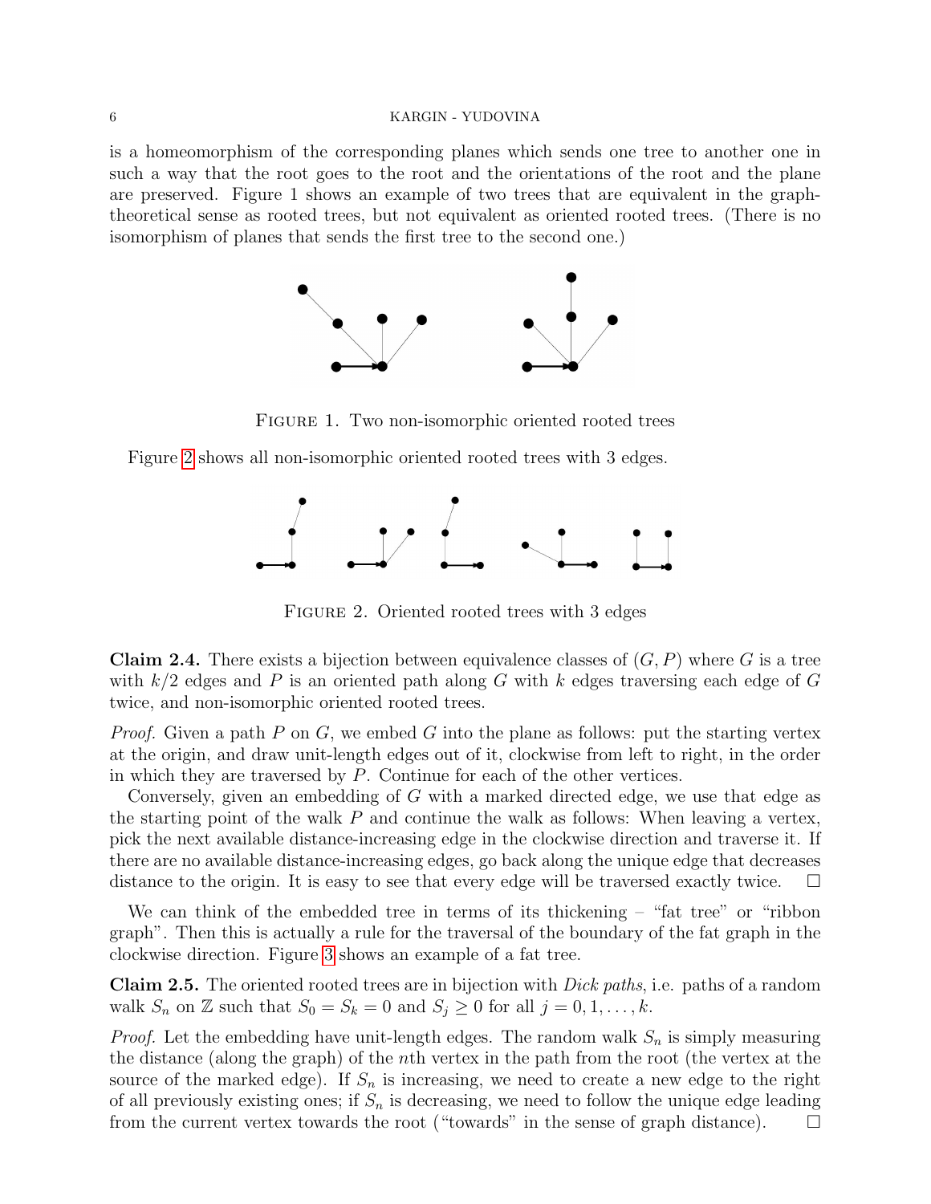is a homeomorphism of the corresponding planes which sends one tree to another one in such a way that the root goes to the root and the orientations of the root and the plane are preserved. Figure 1 shows an example of two trees that are equivalent in the graph-theoretical sense as rooted trees, but not equivalent as oriented rooted trees. (There is no isomorphism of planes that sends the first tree to the second one.)

Figure 1. Two non-isomorphic oriented rooted trees

Figure 2 shows all non-isomorphic oriented rooted trees with 3 edges.

Figure 2. Oriented rooted trees with 3 edges

**Claim 2.4.** There exists a bijection between equivalence classes of $(G, P)$ where $G$ is a tree with $k/2$ edges and $P$ is an oriented path along $G$ with $k$ edges traversing each edge of $G$ twice, and non-isomorphic oriented rooted trees.

*Proof.* Given a path $P$ on $G$, we embed $G$ into the plane as follows: put the starting vertex at the origin, and draw unit-length edges out of it, clockwise from left to right, in the order in which they are traversed by $P$. Continue for each of the other vertices.

Conversely, given an embedding of $G$ with a marked directed edge, we use that edge as the starting point of the walk $P$ and continue the walk as follows: When leaving a vertex, pick the next available distance-increasing edge in the clockwise direction and traverse it. If there are no available distance-increasing edges, go back along the unique edge that decreases distance to the origin. It is easy to see that every edge will be traversed exactly twice. $\square$

We can think of the embedded tree in terms of its thickening – "fat tree" or "ribbon graph". Then this is actually a rule for the traversal of the boundary of the fat graph in the clockwise direction. Figure 3 shows an example of a fat tree.

**Claim 2.5.** The oriented rooted trees are in bijection with *Dick paths*, i.e. paths of a random walk $S_n$ on $\mathbb{Z}$ such that $S_0 = S_k = 0$ and $S_j \geq 0$ for all $j = 0, 1, \ldots, k$.

*Proof.* Let the embedding have unit-length edges. The random walk $S_n$ is simply measuring the distance (along the graph) of the $n$th vertex in the path from the root (the vertex at the source of the marked edge). If $S_n$ is increasing, we need to create a new edge to the right of all previously existing ones; if $S_n$ is decreasing, we need to follow the unique edge leading from the current vertex towards the root ("towards" in the sense of graph distance). $\square$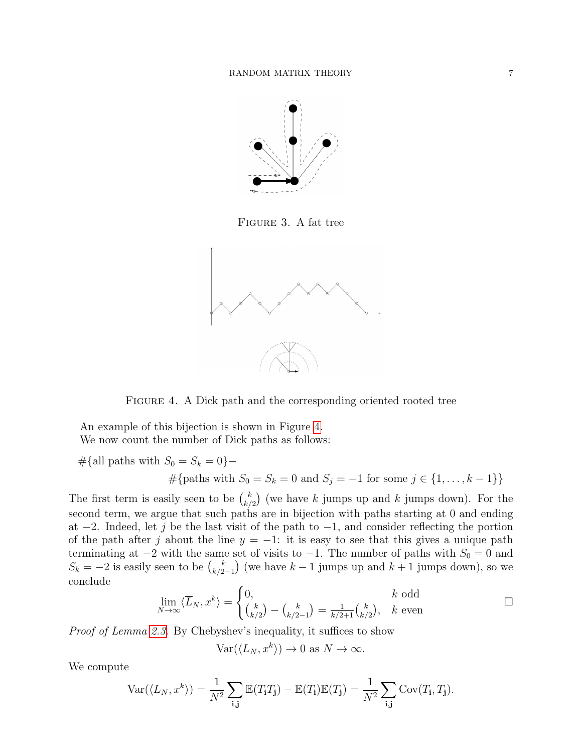FIGURE 3. A fat tree

FIGURE 4. A Dick path and the corresponding oriented rooted tree

An example of this bijection is shown in Figure 4.

We now count the number of Dick paths as follows:

$$\#\{\text{all paths with } S_0 = S_k = 0\} - \\ \#\{\text{paths with } S_0 = S_k = 0 \text{ and } S_j = -1 \text{ for some } j \in \{1, \ldots, k-1\}\}$$

The first term is easily seen to be $\binom{k}{k/2}$ (we have $k$ jumps up and $k$ jumps down). For the second term, we argue that such paths are in bijection with paths starting at 0 and ending at $-2$. Indeed, let $j$ be the last visit of the path to $-1$, and consider reflecting the portion of the path after $j$ about the line $y = -1$: it is easy to see that this gives a unique path terminating at $-2$ with the same set of visits to $-1$. The number of paths with $S_0 = 0$ and $S_k = -2$ is easily seen to be $\binom{k}{k/2-1}$ (we have $k-1$ jumps up and $k+1$ jumps down), so we conclude

$$\lim_{N\to\infty} \langle \overline{L}_N, x^k \rangle = \begin{cases} 0, & k \text{ odd} \\ \binom{k}{k/2} - \binom{k}{k/2-1} = \frac{1}{k/2+1}\binom{k}{k/2}, & k \text{ even} \end{cases} \qquad \square$$

*Proof of Lemma 2.3.* By Chebyshev's inequality, it suffices to show

$$\mathrm{Var}(\langle L_N, x^k \rangle) \to 0 \text{ as } N \to \infty.$$

We compute

$$\mathrm{Var}(\langle L_N, x^k \rangle) = \frac{1}{N^2} \sum_{\mathbf{i},\mathbf{j}} \mathbb{E}(T_{\mathbf{i}} T_{\mathbf{j}}) - \mathbb{E}(T_{\mathbf{i}})\mathbb{E}(T_{\mathbf{j}}) = \frac{1}{N^2} \sum_{\mathbf{i},\mathbf{j}} \mathrm{Cov}(T_{\mathbf{i}}, T_{\mathbf{j}}).$$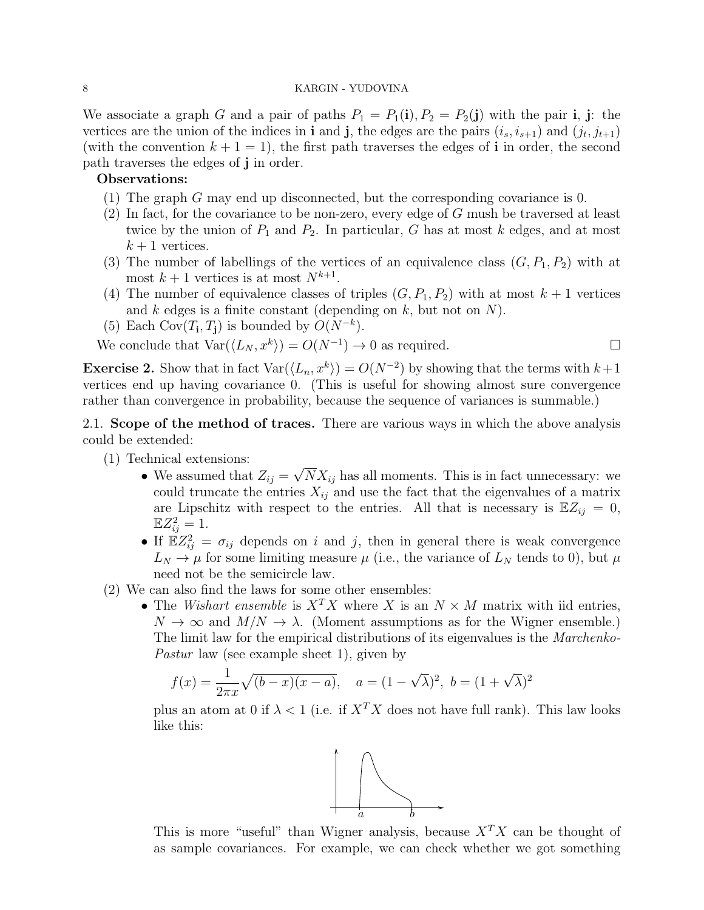We associate a graph $G$ and a pair of paths $P_1 = P_1(\mathbf{i}), P_2 = P_2(\mathbf{j})$ with the pair $\mathbf{i}$, $\mathbf{j}$: the vertices are the union of the indices in $\mathbf{i}$ and $\mathbf{j}$, the edges are the pairs $(i_s, i_{s+1})$ and $(j_t, j_{t+1})$ (with the convention $k+1 = 1$), the first path traverses the edges of $\mathbf{i}$ in order, the second path traverses the edges of $\mathbf{j}$ in order.

**Observations:**

1. The graph $G$ may end up disconnected, but the corresponding covariance is 0.
2. In fact, for the covariance to be non-zero, every edge of $G$ mush be traversed at least twice by the union of $P_1$ and $P_2$. In particular, $G$ has at most $k$ edges, and at most $k+1$ vertices.
3. The number of labellings of the vertices of an equivalence class $(G, P_1, P_2)$ with at most $k+1$ vertices is at most $N^{k+1}$.
4. The number of equivalence classes of triples $(G, P_1, P_2)$ with at most $k+1$ vertices and $k$ edges is a finite constant (depending on $k$, but not on $N$).
5. Each $\mathrm{Cov}(T_{\mathbf{i}}, T_{\mathbf{j}})$ is bounded by $O(N^{-k})$.

We conclude that $\mathrm{Var}(\langle L_N, x^k \rangle) = O(N^{-1}) \to 0$ as required. □

**Exercise 2.** Show that in fact $\mathrm{Var}(\langle L_n, x^k \rangle) = O(N^{-2})$ by showing that the terms with $k+1$ vertices end up having covariance 0. (This is useful for showing almost sure convergence rather than convergence in probability, because the sequence of variances is summable.)

## 2.1. Scope of the method of traces.

There are various ways in which the above analysis could be extended:

1. Technical extensions:
   - We assumed that $Z_{ij} = \sqrt{N} X_{ij}$ has all moments. This is in fact unnecessary: we could truncate the entries $X_{ij}$ and use the fact that the eigenvalues of a matrix are Lipschitz with respect to the entries. All that is necessary is $\mathbb{E} Z_{ij} = 0$, $\mathbb{E} Z_{ij}^2 = 1$.
   - If $\mathbb{E} Z_{ij}^2 = \sigma_{ij}$ depends on $i$ and $j$, then in general there is weak convergence $L_N \to \mu$ for some limiting measure $\mu$ (i.e., the variance of $L_N$ tends to 0), but $\mu$ need not be the semicircle law.
2. We can also find the laws for some other ensembles:
   - The *Wishart ensemble* is $X^T X$ where $X$ is an $N \times M$ matrix with iid entries, $N \to \infty$ and $M/N \to \lambda$. (Moment assumptions as for the Wigner ensemble.) The limit law for the empirical distributions of its eigenvalues is the *Marchenko-Pastur* law (see example sheet 1), given by

     $$f(x) = \frac{1}{2\pi x}\sqrt{(b-x)(x-a)}, \quad a = (1-\sqrt{\lambda})^2,\ b = (1+\sqrt{\lambda})^2$$

     plus an atom at 0 if $\lambda < 1$ (i.e. if $X^T X$ does not have full rank). This law looks like this:

     a

     b

     This is more "useful" than Wigner analysis, because $X^T X$ can be thought of as sample covariances. For example, we can check whether we got something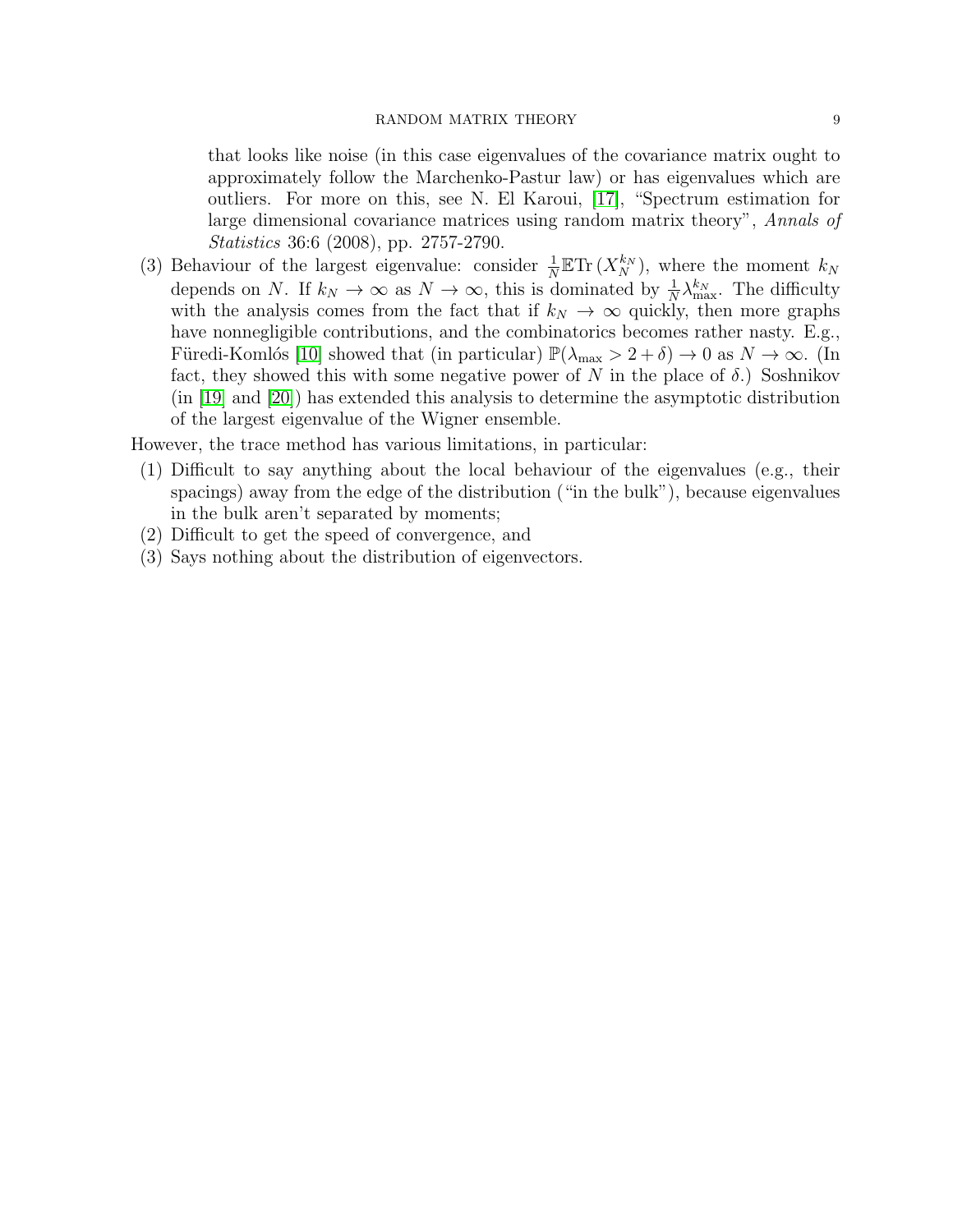that looks like noise (in this case eigenvalues of the covariance matrix ought to approximately follow the Marchenko-Pastur law) or has eigenvalues which are outliers. For more on this, see N. El Karoui, [17], "Spectrum estimation for large dimensional covariance matrices using random matrix theory", *Annals of Statistics* 36:6 (2008), pp. 2757-2790.

(3) Behaviour of the largest eigenvalue: consider $\frac{1}{N}\mathbb{E}\mathrm{Tr}\,(X_N^{k_N})$, where the moment $k_N$ depends on $N$. If $k_N \to \infty$ as $N \to \infty$, this is dominated by $\frac{1}{N}\lambda_{\max}^{k_N}$. The difficulty with the analysis comes from the fact that if $k_N \to \infty$ quickly, then more graphs have nonnegligible contributions, and the combinatorics becomes rather nasty. E.g., Füredi-Komlós [10] showed that (in particular) $\mathbb{P}(\lambda_{\max} > 2 + \delta) \to 0$ as $N \to \infty$. (In fact, they showed this with some negative power of $N$ in the place of $\delta$.) Soshnikov (in [19] and [20]) has extended this analysis to determine the asymptotic distribution of the largest eigenvalue of the Wigner ensemble.

However, the trace method has various limitations, in particular:

(1) Difficult to say anything about the local behaviour of the eigenvalues (e.g., their spacings) away from the edge of the distribution ("in the bulk"), because eigenvalues in the bulk aren't separated by moments;
(2) Difficult to get the speed of convergence, and
(3) Says nothing about the distribution of eigenvectors.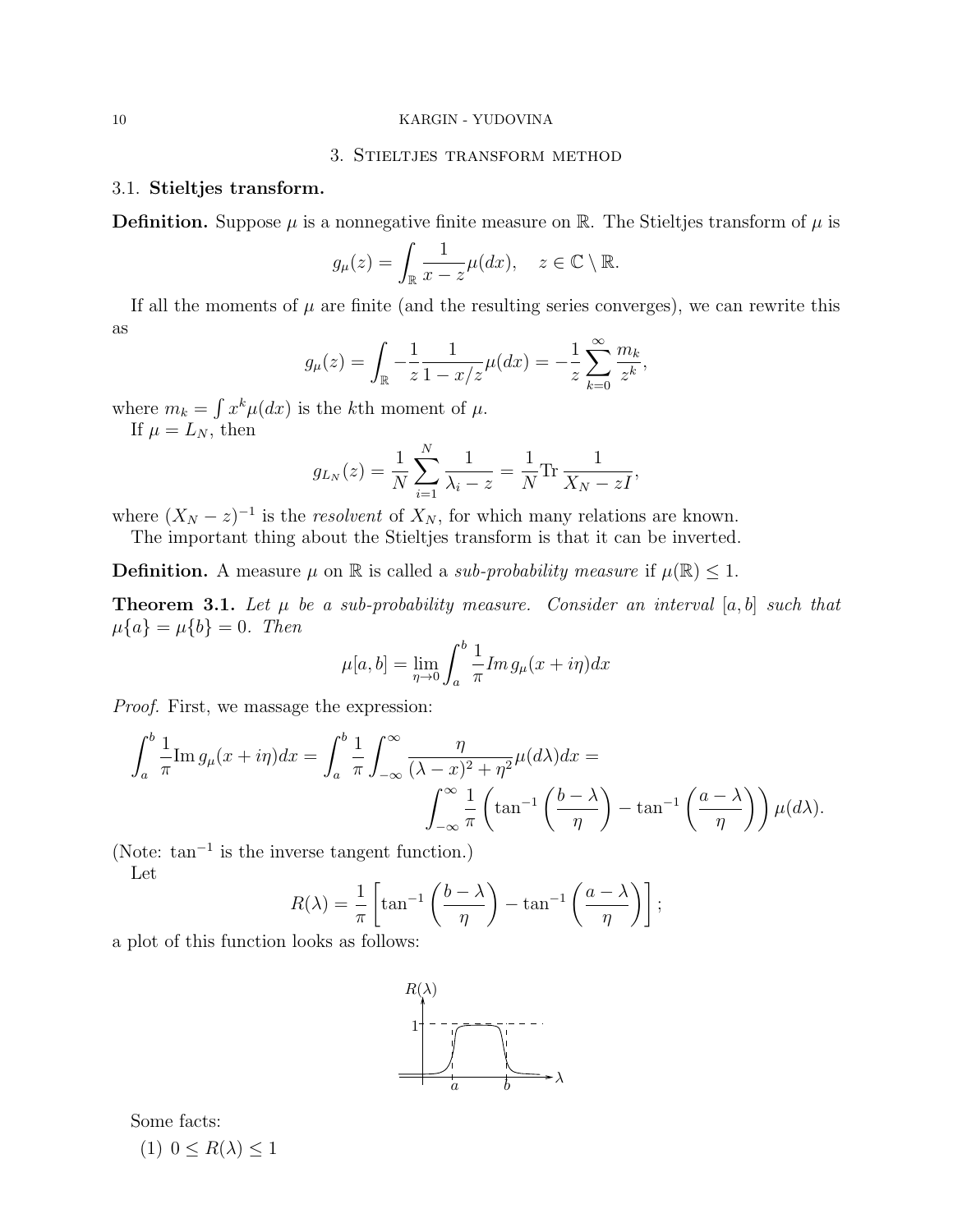## 3. Stieltjes transform method

### 3.1. Stieltjes transform.

**Definition.** Suppose $\mu$ is a nonnegative finite measure on $\mathbb{R}$. The Stieltjes transform of $\mu$ is

$$g_\mu(z) = \int_{\mathbb{R}} \frac{1}{x - z} \mu(dx), \quad z \in \mathbb{C} \setminus \mathbb{R}.$$

If all the moments of $\mu$ are finite (and the resulting series converges), we can rewrite this as

$$g_\mu(z) = \int_{\mathbb{R}} -\frac{1}{z} \frac{1}{1 - x/z} \mu(dx) = -\frac{1}{z} \sum_{k=0}^{\infty} \frac{m_k}{z^k},$$

where $m_k = \int x^k \mu(dx)$ is the $k$th moment of $\mu$.

If $\mu = L_N$, then

$$g_{L_N}(z) = \frac{1}{N} \sum_{i=1}^{N} \frac{1}{\lambda_i - z} = \frac{1}{N} \mathrm{Tr} \frac{1}{X_N - zI},$$

where $(X_N - z)^{-1}$ is the *resolvent* of $X_N$, for which many relations are known.

The important thing about the Stieltjes transform is that it can be inverted.

**Definition.** A measure $\mu$ on $\mathbb{R}$ is called a *sub-probability measure* if $\mu(\mathbb{R}) \leq 1$.

**Theorem 3.1.** *Let $\mu$ be a sub-probability measure. Consider an interval $[a, b]$ such that $\mu\{a\} = \mu\{b\} = 0$. Then*

$$\mu[a, b] = \lim_{\eta \to 0} \int_a^b \frac{1}{\pi} Im\, g_\mu(x + i\eta) dx$$

*Proof.* First, we massage the expression:

$$\int_a^b \frac{1}{\pi} \mathrm{Im}\, g_\mu(x + i\eta) dx = \int_a^b \frac{1}{\pi} \int_{-\infty}^{\infty} \frac{\eta}{(\lambda - x)^2 + \eta^2} \mu(d\lambda) dx = \int_{-\infty}^{\infty} \frac{1}{\pi} \left( \tan^{-1}\left(\frac{b - \lambda}{\eta}\right) - \tan^{-1}\left(\frac{a - \lambda}{\eta}\right) \right) \mu(d\lambda).$$

(Note: $\tan^{-1}$ is the inverse tangent function.)

Let

$$R(\lambda) = \frac{1}{\pi} \left[ \tan^{-1}\left(\frac{b - \lambda}{\eta}\right) - \tan^{-1}\left(\frac{a - \lambda}{\eta}\right) \right];$$

a plot of this function looks as follows:

$R(\lambda)$

1

$a$ $b$ $\lambda$

Some facts:

(1) $0 \leq R(\lambda) \leq 1$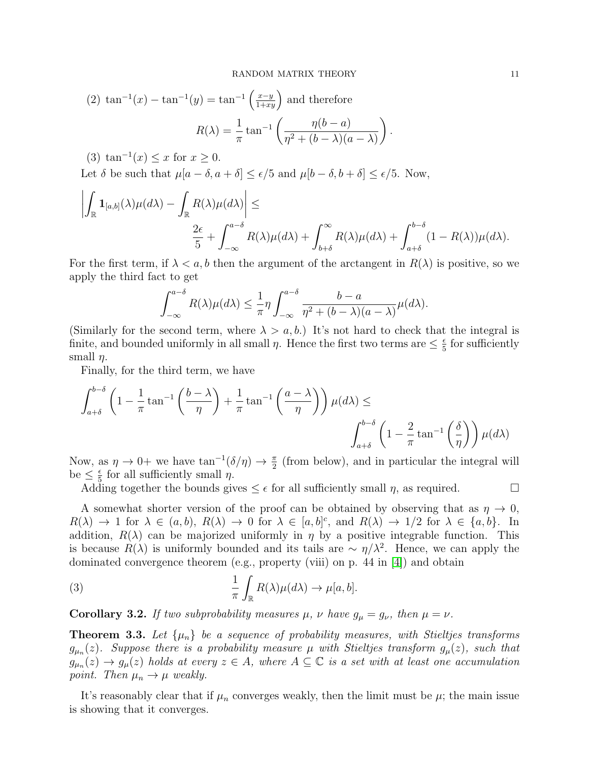(2) $\tan^{-1}(x) - \tan^{-1}(y) = \tan^{-1}\left(\frac{x-y}{1+xy}\right)$ and therefore

$$R(\lambda) = \frac{1}{\pi}\tan^{-1}\left(\frac{\eta(b-a)}{\eta^2 + (b-\lambda)(a-\lambda)}\right).$$

(3) $\tan^{-1}(x) \leq x$ for $x \geq 0$.

Let $\delta$ be such that $\mu[a-\delta, a+\delta] \leq \epsilon/5$ and $\mu[b-\delta, b+\delta] \leq \epsilon/5$. Now,

$$\left|\int_{\mathbb{R}} \mathbf{1}_{[a,b]}(\lambda)\mu(d\lambda) - \int_{\mathbb{R}} R(\lambda)\mu(d\lambda)\right| \leq \frac{2\epsilon}{5} + \int_{-\infty}^{a-\delta} R(\lambda)\mu(d\lambda) + \int_{b+\delta}^{\infty} R(\lambda)\mu(d\lambda) + \int_{a+\delta}^{b-\delta}(1-R(\lambda))\mu(d\lambda).$$

For the first term, if $\lambda < a, b$ then the argument of the arctangent in $R(\lambda)$ is positive, so we apply the third fact to get

$$\int_{-\infty}^{a-\delta} R(\lambda)\mu(d\lambda) \leq \frac{1}{\pi}\eta\int_{-\infty}^{a-\delta}\frac{b-a}{\eta^2 + (b-\lambda)(a-\lambda)}\mu(d\lambda).$$

(Similarly for the second term, where $\lambda > a, b$.) It's not hard to check that the integral is finite, and bounded uniformly in all small $\eta$. Hence the first two terms are $\leq \frac{\epsilon}{5}$ for sufficiently small $\eta$.

Finally, for the third term, we have

$$\int_{a+\delta}^{b-\delta}\left(1 - \frac{1}{\pi}\tan^{-1}\left(\frac{b-\lambda}{\eta}\right) + \frac{1}{\pi}\tan^{-1}\left(\frac{a-\lambda}{\eta}\right)\right)\mu(d\lambda) \leq \int_{a+\delta}^{b-\delta}\left(1 - \frac{2}{\pi}\tan^{-1}\left(\frac{\delta}{\eta}\right)\right)\mu(d\lambda)$$

Now, as $\eta \to 0+$ we have $\tan^{-1}(\delta/\eta) \to \frac{\pi}{2}$ (from below), and in particular the integral will be $\leq \frac{\epsilon}{5}$ for all sufficiently small $\eta$.

Adding together the bounds gives $\leq \epsilon$ for all sufficiently small $\eta$, as required. □

A somewhat shorter version of the proof can be obtained by observing that as $\eta \to 0$, $R(\lambda) \to 1$ for $\lambda \in (a,b)$, $R(\lambda) \to 0$ for $\lambda \in [a,b]^c$, and $R(\lambda) \to 1/2$ for $\lambda \in \{a,b\}$. In addition, $R(\lambda)$ can be majorized uniformly in $\eta$ by a positive integrable function. This is because $R(\lambda)$ is uniformly bounded and its tails are $\sim \eta/\lambda^2$. Hence, we can apply the dominated convergence theorem (e.g., property (viii) on p. 44 in [4]) and obtain

$$\frac{1}{\pi}\int_{\mathbb{R}} R(\lambda)\mu(d\lambda) \to \mu[a,b]. \tag{3}$$

**Corollary 3.2.** *If two subprobability measures $\mu$, $\nu$ have $g_\mu = g_\nu$, then $\mu = \nu$.*

**Theorem 3.3.** *Let $\{\mu_n\}$ be a sequence of probability measures, with Stieltjes transforms $g_{\mu_n}(z)$. Suppose there is a probability measure $\mu$ with Stieltjes transform $g_\mu(z)$, such that $g_{\mu_n}(z) \to g_\mu(z)$ holds at every $z \in A$, where $A \subseteq \mathbb{C}$ is a set with at least one accumulation point. Then $\mu_n \to \mu$ weakly.*

It's reasonably clear that if $\mu_n$ converges weakly, then the limit must be $\mu$; the main issue is showing that it converges.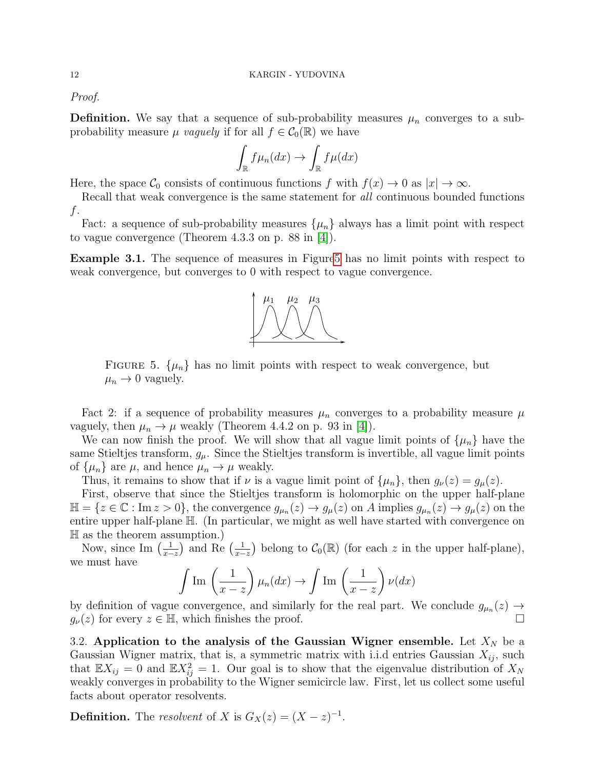*Proof.*

**Definition.** We say that a sequence of sub-probability measures $\mu_n$ converges to a sub-probability measure $\mu$ *vaguely* if for all $f \in \mathcal{C}_0(\mathbb{R})$ we have

$$\int_{\mathbb{R}} f \mu_n(dx) \to \int_{\mathbb{R}} f \mu(dx)$$

Here, the space $\mathcal{C}_0$ consists of continuous functions $f$ with $f(x) \to 0$ as $|x| \to \infty$.

Recall that weak convergence is the same statement for *all* continuous bounded functions $f$.

Fact: a sequence of sub-probability measures $\{\mu_n\}$ always has a limit point with respect to vague convergence (Theorem 4.3.3 on p. 88 in [4]).

**Example 3.1.** The sequence of measures in Figure 5 has no limit points with respect to weak convergence, but converges to 0 with respect to vague convergence.

$\mu_1$ $\mu_2$ $\mu_3$

FIGURE 5. $\{\mu_n\}$ has no limit points with respect to weak convergence, but $\mu_n \to 0$ vaguely.

Fact 2: if a sequence of probability measures $\mu_n$ converges to a probability measure $\mu$ vaguely, then $\mu_n \to \mu$ weakly (Theorem 4.4.2 on p. 93 in [4]).

We can now finish the proof. We will show that all vague limit points of $\{\mu_n\}$ have the same Stieltjes transform, $g_\mu$. Since the Stieltjes transform is invertible, all vague limit points of $\{\mu_n\}$ are $\mu$, and hence $\mu_n \to \mu$ weakly.

Thus, it remains to show that if $\nu$ is a vague limit point of $\{\mu_n\}$, then $g_\nu(z) = g_\mu(z)$.

First, observe that since the Stieltjes transform is holomorphic on the upper half-plane $\mathbb{H} = \{z \in \mathbb{C} : \operatorname{Im} z > 0\}$, the convergence $g_{\mu_n}(z) \to g_\mu(z)$ on $A$ implies $g_{\mu_n}(z) \to g_\mu(z)$ on the entire upper half-plane $\mathbb{H}$. (In particular, we might as well have started with convergence on $\mathbb{H}$ as the theorem assumption.)

Now, since $\operatorname{Im}\left(\frac{1}{x-z}\right)$ and $\operatorname{Re}\left(\frac{1}{x-z}\right)$ belong to $\mathcal{C}_0(\mathbb{R})$ (for each $z$ in the upper half-plane), we must have

$$\int \operatorname{Im}\left(\frac{1}{x-z}\right) \mu_n(dx) \to \int \operatorname{Im}\left(\frac{1}{x-z}\right) \nu(dx)$$

by definition of vague convergence, and similarly for the real part. We conclude $g_{\mu_n}(z) \to g_\nu(z)$ for every $z \in \mathbb{H}$, which finishes the proof. $\square$

3.2. **Application to the analysis of the Gaussian Wigner ensemble.** Let $X_N$ be a Gaussian Wigner matrix, that is, a symmetric matrix with i.i.d entries Gaussian $X_{ij}$, such that $\mathbb{E}X_{ij} = 0$ and $\mathbb{E}X_{ij}^2 = 1$. Our goal is to show that the eigenvalue distribution of $X_N$ weakly converges in probability to the Wigner semicircle law. First, let us collect some useful facts about operator resolvents.

**Definition.** The *resolvent* of $X$ is $G_X(z) = (X - z)^{-1}$.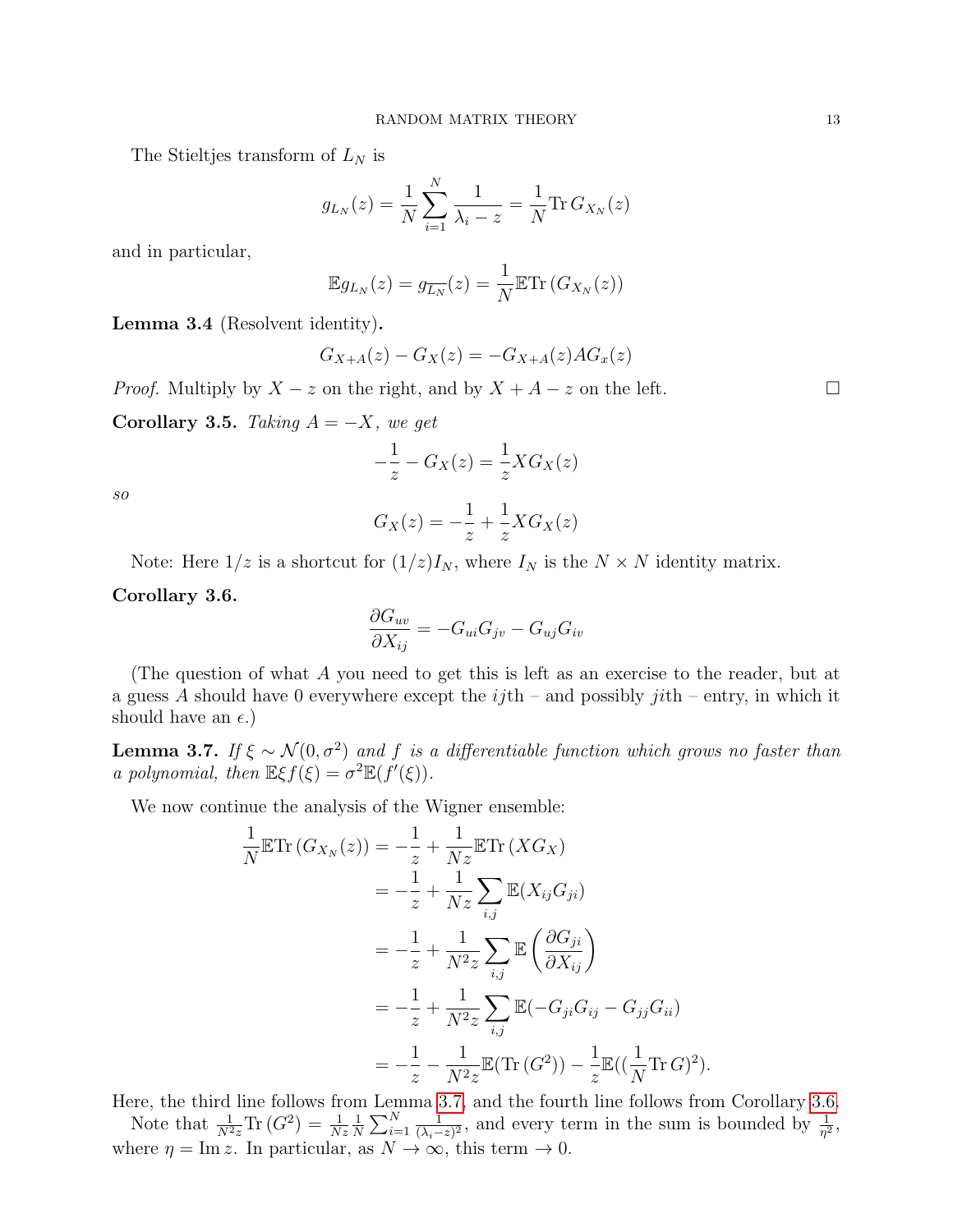The Stieltjes transform of $L_N$ is

$$g_{L_N}(z) = \frac{1}{N}\sum_{i=1}^{N}\frac{1}{\lambda_i - z} = \frac{1}{N}\operatorname{Tr} G_{X_N}(z)$$

and in particular,

$$\mathbb{E}g_{L_N}(z) = g_{\overline{L_N}}(z) = \frac{1}{N}\mathbb{E}\operatorname{Tr}\left(G_{X_N}(z)\right)$$

**Lemma 3.4** (Resolvent identity)**.**

$$G_{X+A}(z) - G_X(z) = -G_{X+A}(z)AG_x(z)$$

*Proof.* Multiply by $X - z$ on the right, and by $X + A - z$ on the left. □

**Corollary 3.5.** *Taking $A = -X$, we get*

$$-\frac{1}{z} - G_X(z) = \frac{1}{z}XG_X(z)$$

*so*

$$G_X(z) = -\frac{1}{z} + \frac{1}{z}XG_X(z)$$

Note: Here $1/z$ is a shortcut for $(1/z)I_N$, where $I_N$ is the $N \times N$ identity matrix.

**Corollary 3.6.**

$$\frac{\partial G_{uv}}{\partial X_{ij}} = -G_{ui}G_{jv} - G_{uj}G_{iv}$$

(The question of what $A$ you need to get this is left as an exercise to the reader, but at a guess $A$ should have 0 everywhere except the $ij$th – and possibly $ji$th – entry, in which it should have an $\epsilon$.)

**Lemma 3.7.** *If $\xi \sim \mathcal{N}(0, \sigma^2)$ and $f$ is a differentiable function which grows no faster than a polynomial, then $\mathbb{E}\xi f(\xi) = \sigma^2\mathbb{E}(f'(\xi))$.*

We now continue the analysis of the Wigner ensemble:

$$\begin{aligned}
\frac{1}{N}\mathbb{E}\operatorname{Tr}\left(G_{X_N}(z)\right) &= -\frac{1}{z} + \frac{1}{Nz}\mathbb{E}\operatorname{Tr}\left(XG_X\right) \\
&= -\frac{1}{z} + \frac{1}{Nz}\sum_{i,j}\mathbb{E}(X_{ij}G_{ji}) \\
&= -\frac{1}{z} + \frac{1}{N^2 z}\sum_{i,j}\mathbb{E}\left(\frac{\partial G_{ji}}{\partial X_{ij}}\right) \\
&= -\frac{1}{z} + \frac{1}{N^2 z}\sum_{i,j}\mathbb{E}(-G_{ji}G_{ij} - G_{jj}G_{ii}) \\
&= -\frac{1}{z} - \frac{1}{N^2 z}\mathbb{E}(\operatorname{Tr}(G^2)) - \frac{1}{z}\mathbb{E}((\frac{1}{N}\operatorname{Tr} G)^2).
\end{aligned}$$

Here, the third line follows from Lemma 3.7, and the fourth line follows from Corollary 3.6.

Note that $\frac{1}{N^2 z}\operatorname{Tr}(G^2) = \frac{1}{Nz}\frac{1}{N}\sum_{i=1}^{N}\frac{1}{(\lambda_i - z)^2}$, and every term in the sum is bounded by $\frac{1}{\eta^2}$, where $\eta = \operatorname{Im} z$. In particular, as $N \to \infty$, this term $\to 0$.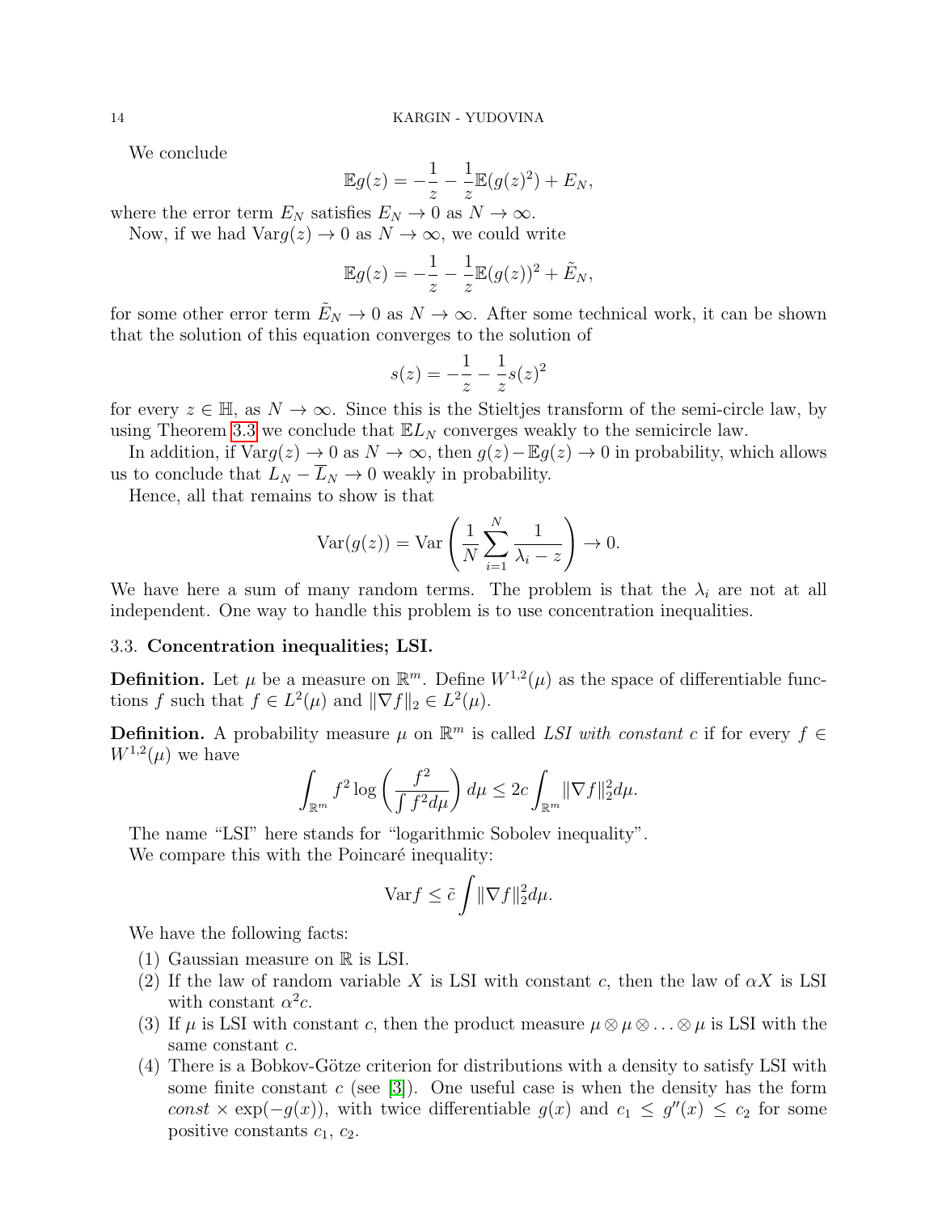We conclude

$$\mathbb{E}g(z) = -\frac{1}{z} - \frac{1}{z}\mathbb{E}(g(z)^2) + E_N,$$

where the error term $E_N$ satisfies $E_N \to 0$ as $N \to \infty$.

Now, if we had $\mathrm{Var} g(z) \to 0$ as $N \to \infty$, we could write

$$\mathbb{E}g(z) = -\frac{1}{z} - \frac{1}{z}\mathbb{E}(g(z))^2 + \tilde{E}_N,$$

for some other error term $\tilde{E}_N \to 0$ as $N \to \infty$. After some technical work, it can be shown that the solution of this equation converges to the solution of

$$s(z) = -\frac{1}{z} - \frac{1}{z}s(z)^2$$

for every $z \in \mathbb{H}$, as $N \to \infty$. Since this is the Stieltjes transform of the semi-circle law, by using Theorem 3.3 we conclude that $\mathbb{E}L_N$ converges weakly to the semicircle law.

In addition, if $\mathrm{Var} g(z) \to 0$ as $N \to \infty$, then $g(z) - \mathbb{E}g(z) \to 0$ in probability, which allows us to conclude that $L_N - \overline{L}_N \to 0$ weakly in probability.

Hence, all that remains to show is that

$$\mathrm{Var}(g(z)) = \mathrm{Var}\left(\frac{1}{N}\sum_{i=1}^{N}\frac{1}{\lambda_i - z}\right) \to 0.$$

We have here a sum of many random terms. The problem is that the $\lambda_i$ are not at all independent. One way to handle this problem is to use concentration inequalities.

### 3.3. Concentration inequalities; LSI.

**Definition.** Let $\mu$ be a measure on $\mathbb{R}^m$. Define $W^{1,2}(\mu)$ as the space of differentiable functions $f$ such that $f \in L^2(\mu)$ and $\|\nabla f\|_2 \in L^2(\mu)$.

**Definition.** A probability measure $\mu$ on $\mathbb{R}^m$ is called *LSI with constant c* if for every $f \in W^{1,2}(\mu)$ we have

$$\int_{\mathbb{R}^m} f^2 \log\left(\frac{f^2}{\int f^2 d\mu}\right) d\mu \leq 2c \int_{\mathbb{R}^m} \|\nabla f\|_2^2 d\mu.$$

The name "LSI" here stands for "logarithmic Sobolev inequality".

We compare this with the Poincaré inequality:

$$\mathrm{Var} f \leq \tilde{c}\int \|\nabla f\|_2^2 d\mu.$$

We have the following facts:

1. Gaussian measure on $\mathbb{R}$ is LSI.
2. If the law of random variable $X$ is LSI with constant $c$, then the law of $\alpha X$ is LSI with constant $\alpha^2 c$.
3. If $\mu$ is LSI with constant $c$, then the product measure $\mu \otimes \mu \otimes \ldots \otimes \mu$ is LSI with the same constant $c$.
4. There is a Bobkov-Götze criterion for distributions with a density to satisfy LSI with some finite constant $c$ (see [3]). One useful case is when the density has the form *const* $\times \exp(-g(x))$, with twice differentiable $g(x)$ and $c_1 \leq g''(x) \leq c_2$ for some positive constants $c_1$, $c_2$.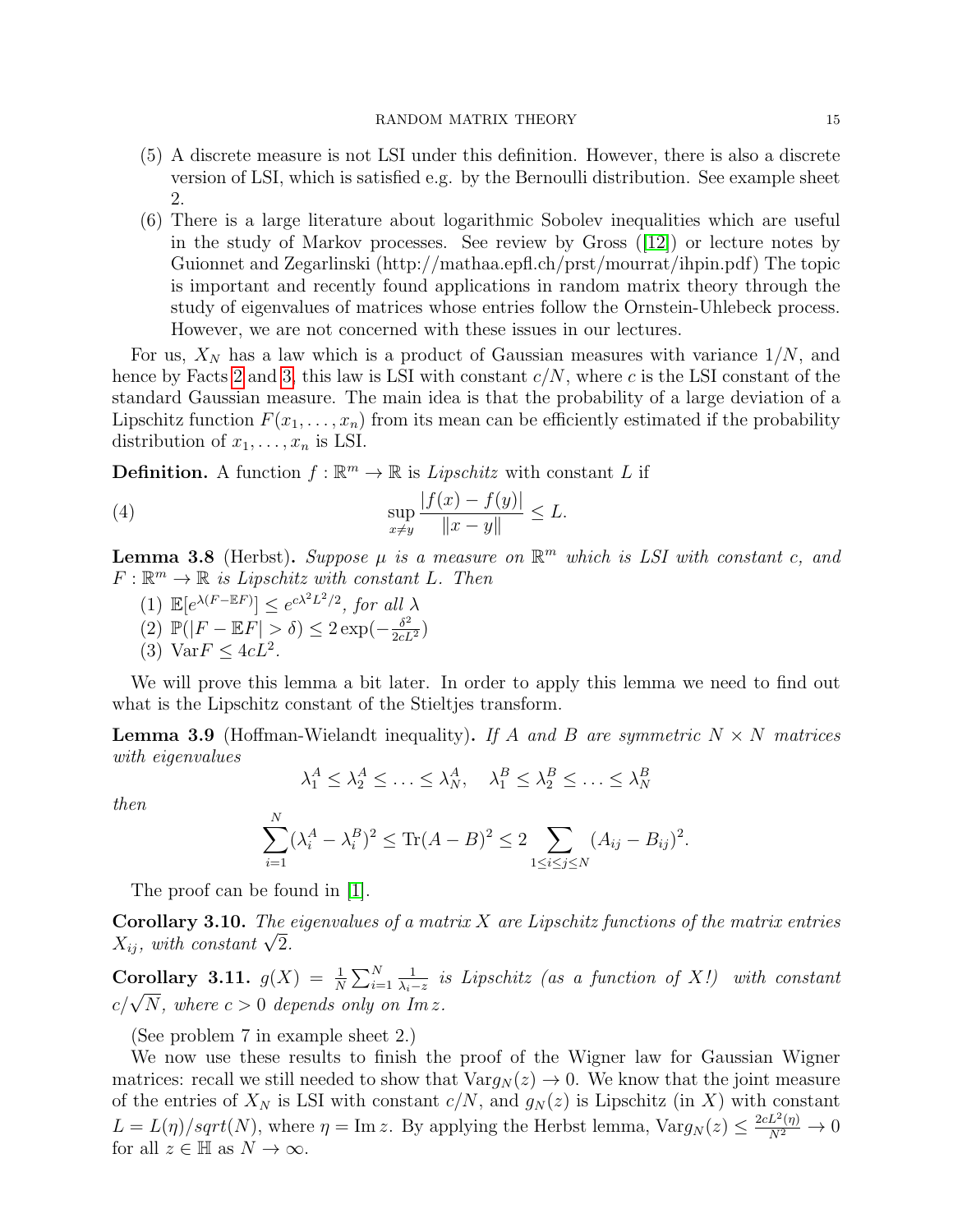(5) A discrete measure is not LSI under this definition. However, there is also a discrete version of LSI, which is satisfied e.g. by the Bernoulli distribution. See example sheet 2.

(6) There is a large literature about logarithmic Sobolev inequalities which are useful in the study of Markov processes. See review by Gross ([12]) or lecture notes by Guionnet and Zegarlinski (http://mathaa.epfl.ch/prst/mourrat/ihpin.pdf) The topic is important and recently found applications in random matrix theory through the study of eigenvalues of matrices whose entries follow the Ornstein-Uhlebeck process. However, we are not concerned with these issues in our lectures.

For us, $X_N$ has a law which is a product of Gaussian measures with variance $1/N$, and hence by Facts 2 and 3, this law is LSI with constant $c/N$, where $c$ is the LSI constant of the standard Gaussian measure. The main idea is that the probability of a large deviation of a Lipschitz function $F(x_1, \ldots, x_n)$ from its mean can be efficiently estimated if the probability distribution of $x_1, \ldots, x_n$ is LSI.

**Definition.** A function $f : \mathbb{R}^m \to \mathbb{R}$ is *Lipschitz* with constant $L$ if

$$\sup_{x \neq y} \frac{|f(x) - f(y)|}{\|x - y\|} \leq L. \tag{4}$$

**Lemma 3.8** (Herbst)**.** *Suppose $\mu$ is a measure on $\mathbb{R}^m$ which is LSI with constant c, and $F : \mathbb{R}^m \to \mathbb{R}$ is Lipschitz with constant L. Then*

(1) $\mathbb{E}[e^{\lambda(F - \mathbb{E}F)}] \leq e^{c\lambda^2 L^2/2}$*, for all* $\lambda$

(2) $\mathbb{P}(|F - \mathbb{E}F| > \delta) \leq 2\exp(-\frac{\delta^2}{2cL^2})$

(3) $\mathrm{Var}F \leq 4cL^2$.

We will prove this lemma a bit later. In order to apply this lemma we need to find out what is the Lipschitz constant of the Stieltjes transform.

**Lemma 3.9** (Hoffman-Wielandt inequality)**.** *If A and B are symmetric $N \times N$ matrices with eigenvalues*

$$\lambda_1^A \leq \lambda_2^A \leq \ldots \leq \lambda_N^A, \quad \lambda_1^B \leq \lambda_2^B \leq \ldots \leq \lambda_N^B$$

*then*

$$\sum_{i=1}^N (\lambda_i^A - \lambda_i^B)^2 \leq \mathrm{Tr}(A - B)^2 \leq 2 \sum_{1 \leq i \leq j \leq N} (A_{ij} - B_{ij})^2.$$

The proof can be found in [1].

**Corollary 3.10.** *The eigenvalues of a matrix X are Lipschitz functions of the matrix entries $X_{ij}$, with constant $\sqrt{2}$.*

**Corollary 3.11.** $g(X) = \frac{1}{N}\sum_{i=1}^N \frac{1}{\lambda_i - z}$ *is Lipschitz (as a function of X!) with constant $c/\sqrt{N}$, where $c > 0$ depends only on Im$z$.*

(See problem 7 in example sheet 2.)

We now use these results to finish the proof of the Wigner law for Gaussian Wigner matrices: recall we still needed to show that $\mathrm{Var}g_N(z) \to 0$. We know that the joint measure of the entries of $X_N$ is LSI with constant $c/N$, and $g_N(z)$ is Lipschitz (in $X$) with constant $L = L(\eta)/sqrt(N)$, where $\eta = \mathrm{Im}\, z$. By applying the Herbst lemma, $\mathrm{Var}g_N(z) \leq \frac{2cL^2(\eta)}{N^2} \to 0$ for all $z \in \mathbb{H}$ as $N \to \infty$.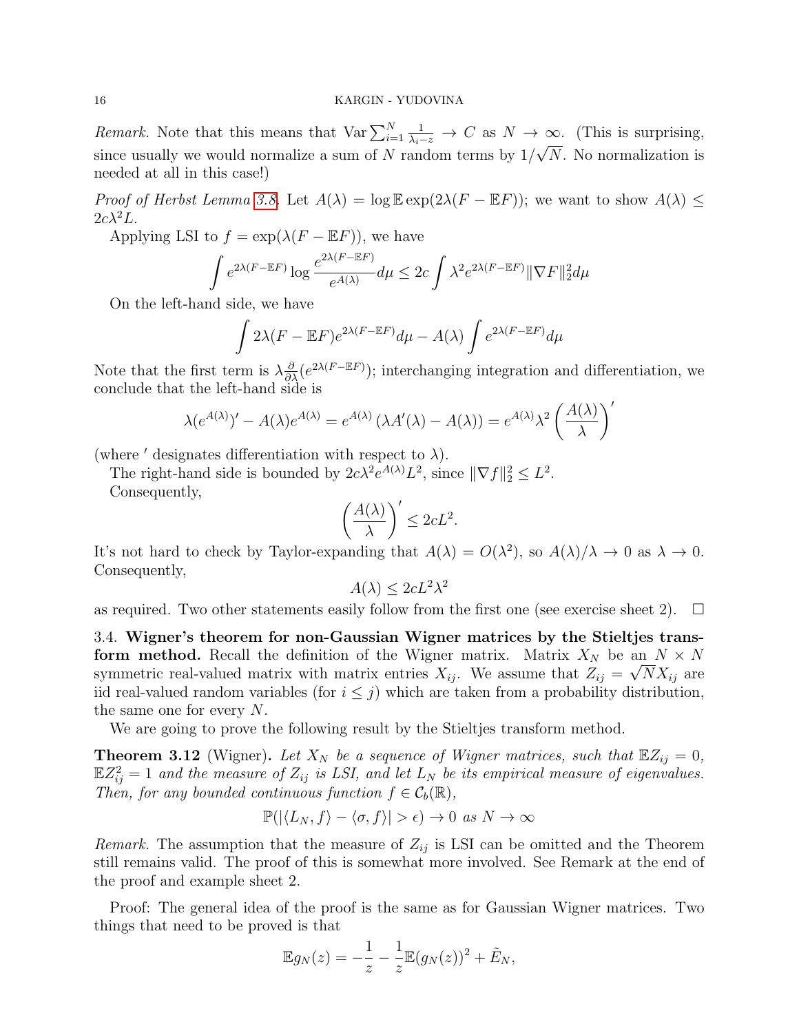*Remark.* Note that this means that $\operatorname{Var} \sum_{i=1}^{N} \frac{1}{\lambda_i - z} \to C$ as $N \to \infty$. (This is surprising, since usually we would normalize a sum of $N$ random terms by $1/\sqrt{N}$. No normalization is needed at all in this case!)

*Proof of Herbst Lemma 3.8.* Let $A(\lambda) = \log \mathbb{E} \exp(2\lambda(F - \mathbb{E}F))$; we want to show $A(\lambda) \leq 2c\lambda^2 L$.

Applying LSI to $f = \exp(\lambda(F - \mathbb{E}F))$, we have

$$\int e^{2\lambda(F-\mathbb{E}F)} \log \frac{e^{2\lambda(F-\mathbb{E}F)}}{e^{A(\lambda)}} d\mu \leq 2c \int \lambda^2 e^{2\lambda(F-\mathbb{E}F)} \|\nabla F\|_2^2 d\mu$$

On the left-hand side, we have

$$\int 2\lambda(F - \mathbb{E}F) e^{2\lambda(F-\mathbb{E}F)} d\mu - A(\lambda) \int e^{2\lambda(F-\mathbb{E}F)} d\mu$$

Note that the first term is $\lambda \frac{\partial}{\partial \lambda}(e^{2\lambda(F-\mathbb{E}F)})$; interchanging integration and differentiation, we conclude that the left-hand side is

$$\lambda(e^{A(\lambda)})' - A(\lambda)e^{A(\lambda)} = e^{A(\lambda)} \left(\lambda A'(\lambda) - A(\lambda)\right) = e^{A(\lambda)} \lambda^2 \left(\frac{A(\lambda)}{\lambda}\right)'$$

(where $'$ designates differentiation with respect to $\lambda$).

The right-hand side is bounded by $2c\lambda^2 e^{A(\lambda)} L^2$, since $\|\nabla f\|_2^2 \leq L^2$.

Consequently,

$$\left(\frac{A(\lambda)}{\lambda}\right)' \leq 2cL^2.$$

It's not hard to check by Taylor-expanding that $A(\lambda) = O(\lambda^2)$, so $A(\lambda)/\lambda \to 0$ as $\lambda \to 0$. Consequently,

$$A(\lambda) \leq 2cL^2\lambda^2$$

as required. Two other statements easily follow from the first one (see exercise sheet 2). $\square$

3.4. **Wigner's theorem for non-Gaussian Wigner matrices by the Stieltjes transform method.** Recall the definition of the Wigner matrix. Matrix $X_N$ be an $N \times N$ symmetric real-valued matrix with matrix entries $X_{ij}$. We assume that $Z_{ij} = \sqrt{N} X_{ij}$ are iid real-valued random variables (for $i \leq j$) which are taken from a probability distribution, the same one for every $N$.

We are going to prove the following result by the Stieltjes transform method.

**Theorem 3.12** (Wigner)**.** *Let $X_N$ be a sequence of Wigner matrices, such that $\mathbb{E}Z_{ij} = 0$, $\mathbb{E}Z_{ij}^2 = 1$ and the measure of $Z_{ij}$ is LSI, and let $L_N$ be its empirical measure of eigenvalues. Then, for any bounded continuous function $f \in \mathcal{C}_b(\mathbb{R})$,*

$$\mathbb{P}(|\langle L_N, f\rangle - \langle \sigma, f\rangle| > \epsilon) \to 0 \text{ as } N \to \infty$$

*Remark.* The assumption that the measure of $Z_{ij}$ is LSI can be omitted and the Theorem still remains valid. The proof of this is somewhat more involved. See Remark at the end of the proof and example sheet 2.

Proof: The general idea of the proof is the same as for Gaussian Wigner matrices. Two things that need to be proved is that

$$\mathbb{E}g_N(z) = -\frac{1}{z} - \frac{1}{z}\mathbb{E}(g_N(z))^2 + \tilde{E}_N,$$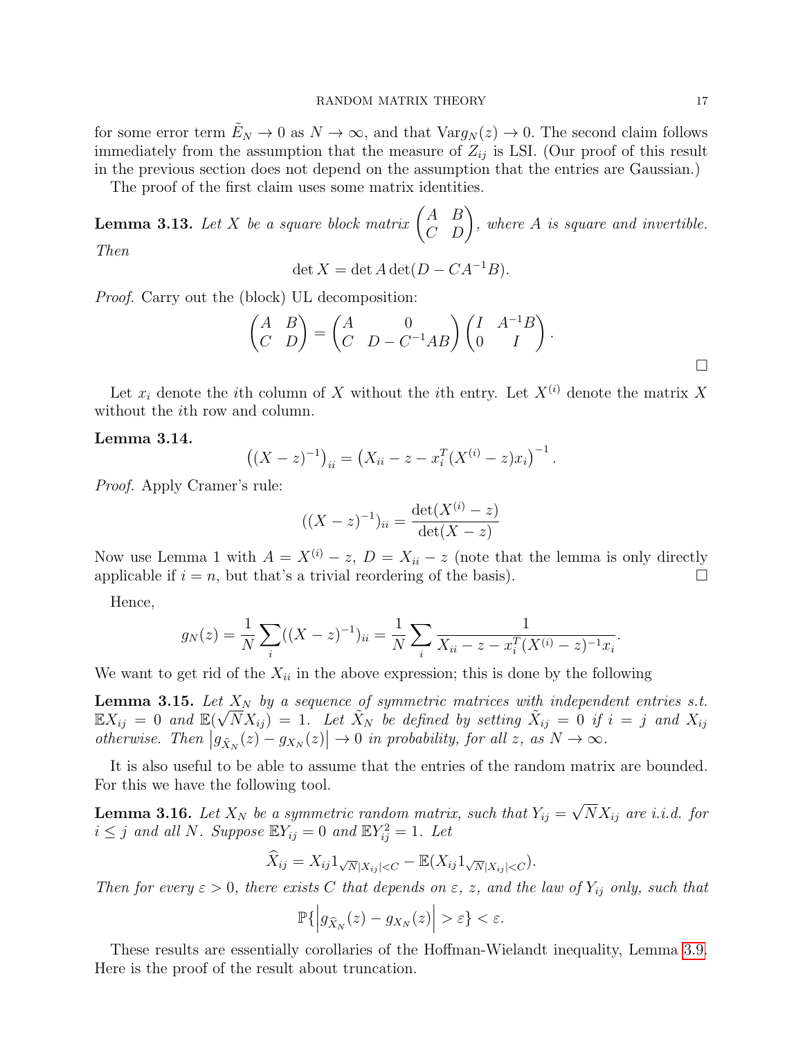for some error term $\tilde{E}_N \to 0$ as $N \to \infty$, and that $\mathrm{Var} g_N(z) \to 0$. The second claim follows immediately from the assumption that the measure of $Z_{ij}$ is LSI. (Our proof of this result in the previous section does not depend on the assumption that the entries are Gaussian.)

The proof of the first claim uses some matrix identities.

**Lemma 3.13.** *Let $X$ be a square block matrix $\begin{pmatrix} A & B \\ C & D \end{pmatrix}$, where $A$ is square and invertible. Then*

$$\det X = \det A \det(D - CA^{-1}B).$$

*Proof.* Carry out the (block) UL decomposition:

$$\begin{pmatrix} A & B \\ C & D \end{pmatrix} = \begin{pmatrix} A & 0 \\ C & D - C^{-1}AB \end{pmatrix} \begin{pmatrix} I & A^{-1}B \\ 0 & I \end{pmatrix}.$$

□

Let $x_i$ denote the $i$th column of $X$ without the $i$th entry. Let $X^{(i)}$ denote the matrix $X$ without the $i$th row and column.

**Lemma 3.14.**

$$\left((X-z)^{-1}\right)_{ii} = \left(X_{ii} - z - x_i^T (X^{(i)} - z) x_i\right)^{-1}.$$

*Proof.* Apply Cramer's rule:

$$((X-z)^{-1})_{ii} = \frac{\det(X^{(i)} - z)}{\det(X - z)}$$

Now use Lemma 1 with $A = X^{(i)} - z$, $D = X_{ii} - z$ (note that the lemma is only directly applicable if $i = n$, but that's a trivial reordering of the basis). □

Hence,

$$g_N(z) = \frac{1}{N} \sum_i ((X-z)^{-1})_{ii} = \frac{1}{N} \sum_i \frac{1}{X_{ii} - z - x_i^T (X^{(i)} - z)^{-1} x_i}.$$

We want to get rid of the $X_{ii}$ in the above expression; this is done by the following

**Lemma 3.15.** *Let $X_N$ by a sequence of symmetric matrices with independent entries s.t. $\mathbb{E}X_{ij} = 0$ and $\mathbb{E}(\sqrt{N}X_{ij}) = 1$. Let $\tilde{X}_N$ be defined by setting $\tilde{X}_{ij} = 0$ if $i = j$ and $X_{ij}$ otherwise. Then $\left|g_{\tilde{X}_N}(z) - g_{X_N}(z)\right| \to 0$ in probability, for all $z$, as $N \to \infty$.*

It is also useful to be able to assume that the entries of the random matrix are bounded. For this we have the following tool.

**Lemma 3.16.** *Let $X_N$ be a symmetric random matrix, such that $Y_{ij} = \sqrt{N}X_{ij}$ are i.i.d. for $i \leq j$ and all $N$. Suppose $\mathbb{E}Y_{ij} = 0$ and $\mathbb{E}Y_{ij}^2 = 1$. Let*

$$\widehat{X}_{ij} = X_{ij} 1_{\sqrt{N}|X_{ij}| < C} - \mathbb{E}(X_{ij} 1_{\sqrt{N}|X_{ij}| < C}).$$

*Then for every $\varepsilon > 0$, there exists $C$ that depends on $\varepsilon$, $z$, and the law of $Y_{ij}$ only, such that*

$$\mathbb{P}\left\{\left|g_{\widehat{X}_N}(z) - g_{X_N}(z)\right| > \varepsilon\right\} < \varepsilon.$$

These results are essentially corollaries of the Hoffman-Wielandt inequality, Lemma 3.9. Here is the proof of the result about truncation.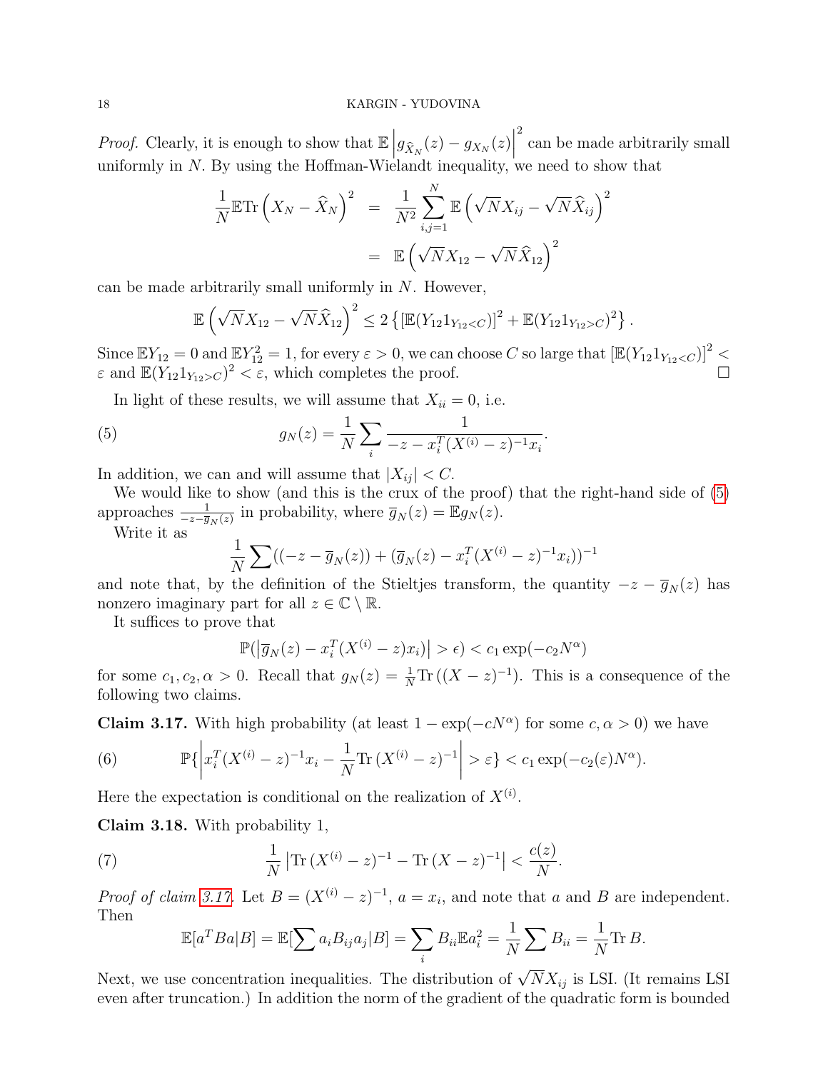*Proof.* Clearly, it is enough to show that $\mathbb{E}\left|g_{\widehat{X}_N}(z) - g_{X_N}(z)\right|^2$ can be made arbitrarily small uniformly in $N$. By using the Hoffman-Wielandt inequality, we need to show that

$$
\begin{aligned}
\frac{1}{N}\mathbb{E}\mathrm{Tr}\left(X_N - \widehat{X}_N\right)^2 &= \frac{1}{N^2}\sum_{i,j=1}^{N}\mathbb{E}\left(\sqrt{N}X_{ij} - \sqrt{N}\widehat{X}_{ij}\right)^2 \\
&= \mathbb{E}\left(\sqrt{N}X_{12} - \sqrt{N}\widehat{X}_{12}\right)^2
\end{aligned}
$$

can be made arbitrarily small uniformly in $N$. However,

$$
\mathbb{E}\left(\sqrt{N}X_{12} - \sqrt{N}\widehat{X}_{12}\right)^2 \leq 2\left\{[\mathbb{E}(Y_{12}1_{Y_{12}<C})]^2 + \mathbb{E}(Y_{12}1_{Y_{12}>C})^2\right\}.
$$

Since $\mathbb{E}Y_{12} = 0$ and $\mathbb{E}Y_{12}^2 = 1$, for every $\varepsilon > 0$, we can choose $C$ so large that $[\mathbb{E}(Y_{12}1_{Y_{12}<C})]^2 < \varepsilon$ and $\mathbb{E}(Y_{12}1_{Y_{12}>C})^2 < \varepsilon$, which completes the proof. $\square$

In light of these results, we will assume that $X_{ii} = 0$, i.e.

$$
g_N(z) = \frac{1}{N}\sum_i \frac{1}{-z - x_i^T(X^{(i)} - z)^{-1}x_i}. \tag{5}
$$

In addition, we can and will assume that $|X_{ij}| < C$.

We would like to show (and this is the crux of the proof) that the right-hand side of (5) approaches $\frac{1}{-z-\overline{g}_N(z)}$ in probability, where $\overline{g}_N(z) = \mathbb{E}g_N(z)$.

Write it as

$$
\frac{1}{N}\sum((-z - \overline{g}_N(z)) + (\overline{g}_N(z) - x_i^T(X^{(i)} - z)^{-1}x_i))^{-1}
$$

and note that, by the definition of the Stieltjes transform, the quantity $-z - \overline{g}_N(z)$ has nonzero imaginary part for all $z \in \mathbb{C} \setminus \mathbb{R}$.

It suffices to prove that

$$
\mathbb{P}(\left|\overline{g}_N(z) - x_i^T(X^{(i)} - z)x_i)\right| > \epsilon) < c_1\exp(-c_2N^{\alpha})
$$

for some $c_1, c_2, \alpha > 0$. Recall that $g_N(z) = \frac{1}{N}\mathrm{Tr}\left((X - z)^{-1}\right)$. This is a consequence of the following two claims.

**Claim 3.17.** With high probability (at least $1 - \exp(-cN^{\alpha})$ for some $c, \alpha > 0$) we have

$$
\mathbb{P}\{\left|x_i^T(X^{(i)} - z)^{-1}x_i - \frac{1}{N}\mathrm{Tr}\,(X^{(i)} - z)^{-1}\right| > \varepsilon\} < c_1\exp(-c_2(\varepsilon)N^{\alpha}). \tag{6}
$$

Here the expectation is conditional on the realization of $X^{(i)}$.

**Claim 3.18.** With probability 1,

$$
\frac{1}{N}\left|\mathrm{Tr}\,(X^{(i)} - z)^{-1} - \mathrm{Tr}\,(X - z)^{-1}\right| < \frac{c(z)}{N}. \tag{7}
$$

*Proof of claim 3.17.* Let $B = (X^{(i)} - z)^{-1}$, $a = x_i$, and note that $a$ and $B$ are independent. Then

$$
\mathbb{E}[a^TBa|B] = \mathbb{E}[\sum a_iB_{ij}a_j|B] = \sum_i B_{ii}\mathbb{E}a_i^2 = \frac{1}{N}\sum B_{ii} = \frac{1}{N}\mathrm{Tr}\,B.
$$

Next, we use concentration inequalities. The distribution of $\sqrt{N}X_{ij}$ is LSI. (It remains LSI even after truncation.) In addition the norm of the gradient of the quadratic form is bounded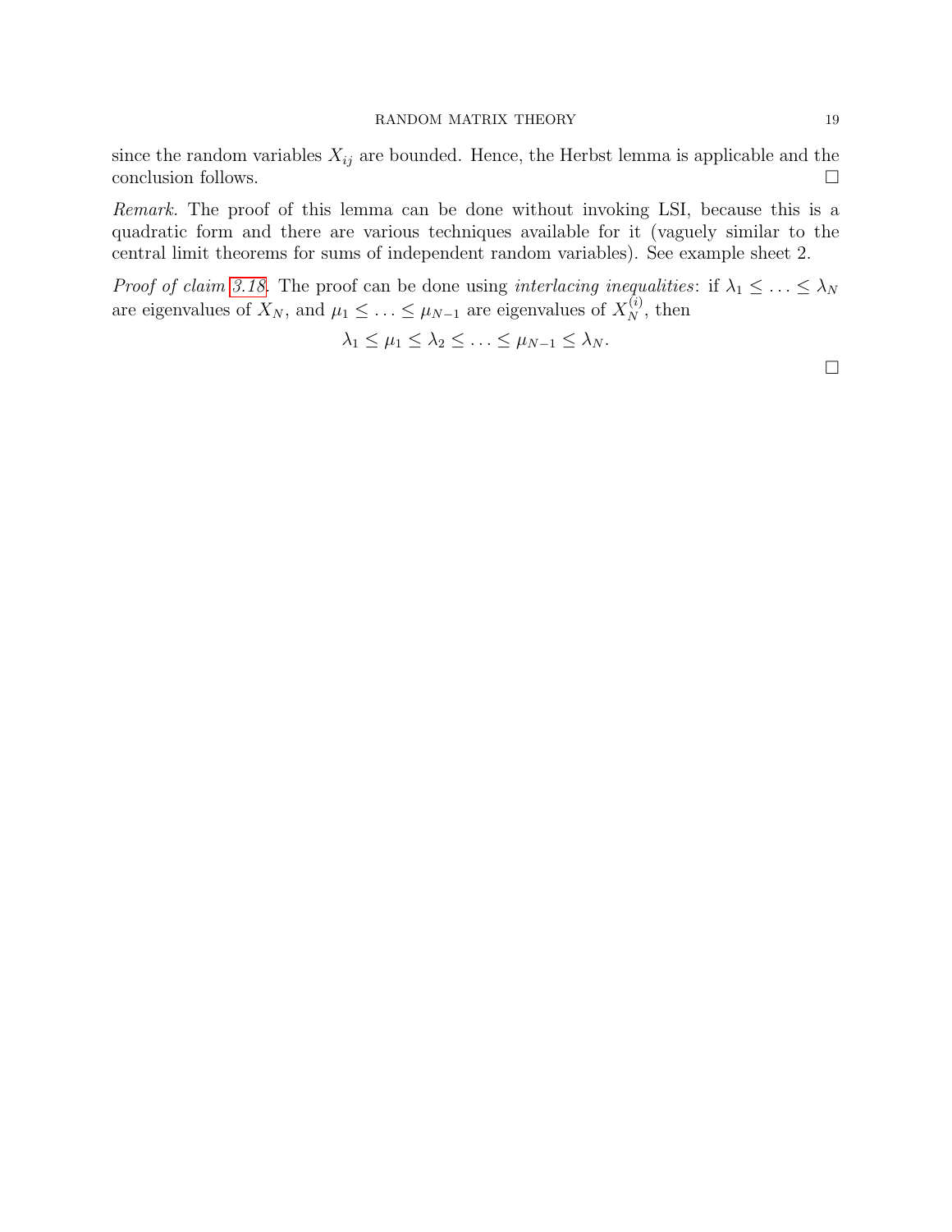since the random variables $X_{ij}$ are bounded. Hence, the Herbst lemma is applicable and the conclusion follows. □

*Remark.* The proof of this lemma can be done without invoking LSI, because this is a quadratic form and there are various techniques available for it (vaguely similar to the central limit theorems for sums of independent random variables). See example sheet 2.

*Proof of claim 3.18.* The proof can be done using *interlacing inequalities*: if $\lambda_1 \leq \ldots \leq \lambda_N$ are eigenvalues of $X_N$, and $\mu_1 \leq \ldots \leq \mu_{N-1}$ are eigenvalues of $X_N^{(i)}$, then

$$\lambda_1 \leq \mu_1 \leq \lambda_2 \leq \ldots \leq \mu_{N-1} \leq \lambda_N.$$

□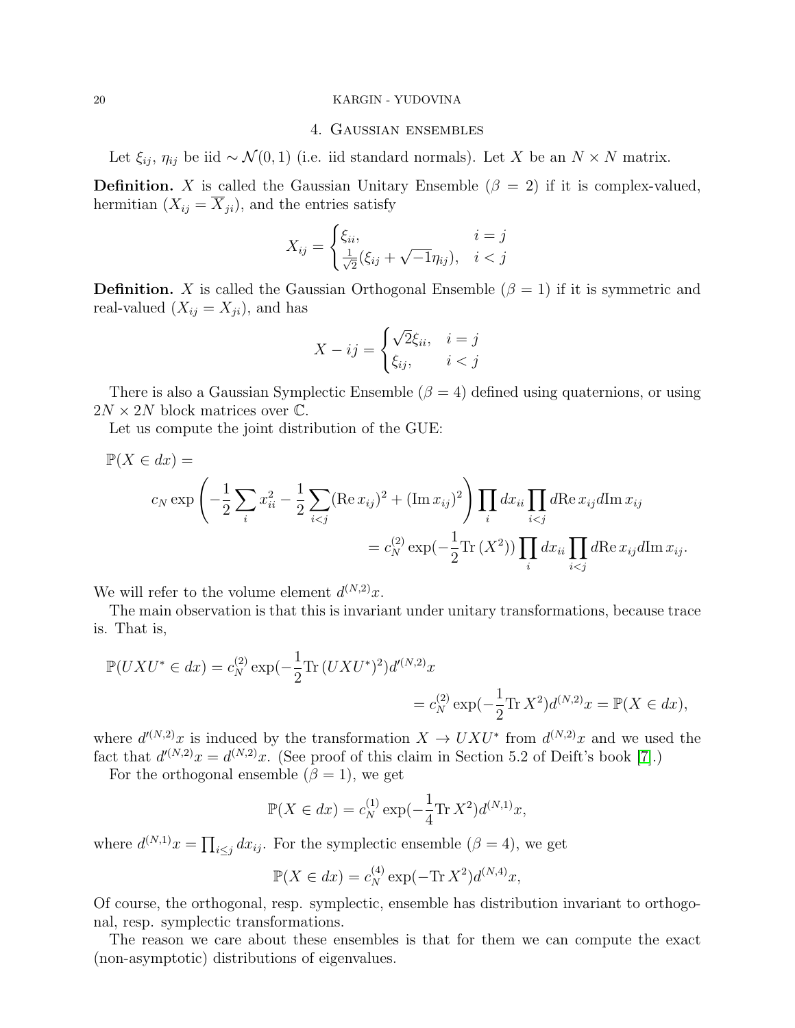## 4. Gaussian ensembles

Let $\xi_{ij}$, $\eta_{ij}$ be iid $\sim \mathcal{N}(0,1)$ (i.e. iid standard normals). Let $X$ be an $N \times N$ matrix.

**Definition.** $X$ is called the Gaussian Unitary Ensemble ($\beta = 2$) if it is complex-valued, hermitian ($X_{ij} = \overline{X}_{ji}$), and the entries satisfy

$$X_{ij} = \begin{cases} \xi_{ii}, & i = j \\ \frac{1}{\sqrt{2}}(\xi_{ij} + \sqrt{-1}\eta_{ij}), & i < j \end{cases}$$

**Definition.** $X$ is called the Gaussian Orthogonal Ensemble ($\beta = 1$) if it is symmetric and real-valued ($X_{ij} = X_{ji}$), and has

$$X - ij = \begin{cases} \sqrt{2}\xi_{ii}, & i = j \\ \xi_{ij}, & i < j \end{cases}$$

There is also a Gaussian Symplectic Ensemble ($\beta = 4$) defined using quaternions, or using $2N \times 2N$ block matrices over $\mathbb{C}$.

Let us compute the joint distribution of the GUE:

$$\mathbb{P}(X \in dx) =$$

$$c_N \exp\left(-\frac{1}{2}\sum_i x_{ii}^2 - \frac{1}{2}\sum_{i<j}(\mathrm{Re}\, x_{ij})^2 + (\mathrm{Im}\, x_{ij})^2\right)\prod_i dx_{ii}\prod_{i<j} d\mathrm{Re}\, x_{ij} d\mathrm{Im}\, x_{ij}$$

$$= c_N^{(2)} \exp(-\frac{1}{2}\mathrm{Tr}\,(X^2))\prod_i dx_{ii}\prod_{i<j} d\mathrm{Re}\, x_{ij} d\mathrm{Im}\, x_{ij}.$$

We will refer to the volume element $d^{(N,2)}x$.

The main observation is that this is invariant under unitary transformations, because trace is. That is,

$$\mathbb{P}(UXU^* \in dx) = c_N^{(2)} \exp(-\frac{1}{2}\mathrm{Tr}\,(UXU^*)^2) d'^{(N,2)}x$$

$$= c_N^{(2)} \exp(-\frac{1}{2}\mathrm{Tr}\, X^2) d^{(N,2)}x = \mathbb{P}(X \in dx),$$

where $d'^{(N,2)}x$ is induced by the transformation $X \to UXU^*$ from $d^{(N,2)}x$ and we used the fact that $d'^{(N,2)}x = d^{(N,2)}x$. (See proof of this claim in Section 5.2 of Deift's book [7].)

For the orthogonal ensemble ($\beta = 1$), we get

$$\mathbb{P}(X \in dx) = c_N^{(1)} \exp(-\frac{1}{4}\mathrm{Tr}\, X^2) d^{(N,1)}x,$$

where $d^{(N,1)}x = \prod_{i \le j} dx_{ij}$. For the symplectic ensemble ($\beta = 4$), we get

$$\mathbb{P}(X \in dx) = c_N^{(4)} \exp(-\mathrm{Tr}\, X^2) d^{(N,4)}x,$$

Of course, the orthogonal, resp. symplectic, ensemble has distribution invariant to orthogonal, resp. symplectic transformations.

The reason we care about these ensembles is that for them we can compute the exact (non-asymptotic) distributions of eigenvalues.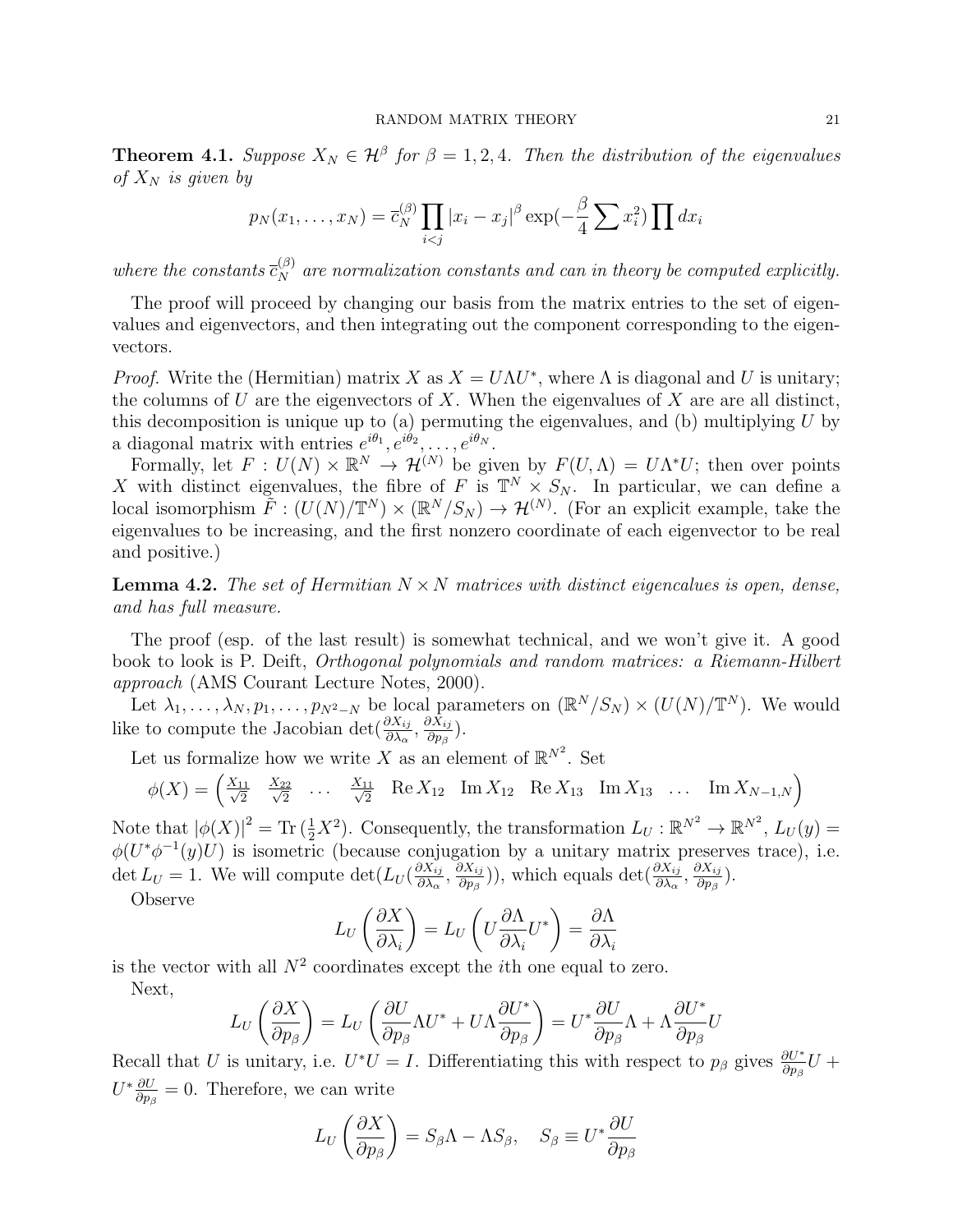**Theorem 4.1.** *Suppose $X_N \in \mathcal{H}^\beta$ for $\beta = 1, 2, 4$. Then the distribution of the eigenvalues of $X_N$ is given by*

$$p_N(x_1, \ldots, x_N) = \overline{c}_N^{(\beta)} \prod_{i<j} |x_i - x_j|^\beta \exp(-\frac{\beta}{4} \sum x_i^2) \prod dx_i$$

*where the constants $\overline{c}_N^{(\beta)}$ are normalization constants and can in theory be computed explicitly.*

The proof will proceed by changing our basis from the matrix entries to the set of eigenvalues and eigenvectors, and then integrating out the component corresponding to the eigenvectors.

*Proof.* Write the (Hermitian) matrix $X$ as $X = U\Lambda U^*$, where $\Lambda$ is diagonal and $U$ is unitary; the columns of $U$ are the eigenvectors of $X$. When the eigenvalues of $X$ are are all distinct, this decomposition is unique up to (a) permuting the eigenvalues, and (b) multiplying $U$ by a diagonal matrix with entries $e^{i\theta_1}, e^{i\theta_2}, \ldots, e^{i\theta_N}$.

Formally, let $F : U(N) \times \mathbb{R}^N \to \mathcal{H}^{(N)}$ be given by $F(U, \Lambda) = U\Lambda^* U$; then over points $X$ with distinct eigenvalues, the fibre of $F$ is $\mathbb{T}^N \times S_N$. In particular, we can define a local isomorphism $\tilde{F} : (U(N)/\mathbb{T}^N) \times (\mathbb{R}^N/S_N) \to \mathcal{H}^{(N)}$. (For an explicit example, take the eigenvalues to be increasing, and the first nonzero coordinate of each eigenvector to be real and positive.)

**Lemma 4.2.** *The set of Hermitian $N \times N$ matrices with distinct eigencalues is open, dense, and has full measure.*

The proof (esp. of the last result) is somewhat technical, and we won't give it. A good book to look is P. Deift, *Orthogonal polynomials and random matrices: a Riemann-Hilbert approach* (AMS Courant Lecture Notes, 2000).

Let $\lambda_1, \ldots, \lambda_N, p_1, \ldots, p_{N^2-N}$ be local parameters on $(\mathbb{R}^N/S_N) \times (U(N)/\mathbb{T}^N)$. We would like to compute the Jacobian $\det(\frac{\partial X_{ij}}{\partial \lambda_\alpha}, \frac{\partial X_{ij}}{\partial p_\beta})$.

Let us formalize how we write $X$ as an element of $\mathbb{R}^{N^2}$. Set

$$\phi(X) = \begin{pmatrix} \frac{X_{11}}{\sqrt{2}} & \frac{X_{22}}{\sqrt{2}} & \ldots & \frac{X_{11}}{\sqrt{2}} & \operatorname{Re} X_{12} & \operatorname{Im} X_{12} & \operatorname{Re} X_{13} & \operatorname{Im} X_{13} & \ldots & \operatorname{Im} X_{N-1,N} \end{pmatrix}$$

Note that $|\phi(X)|^2 = \operatorname{Tr}(\frac{1}{2}X^2)$. Consequently, the transformation $L_U : \mathbb{R}^{N^2} \to \mathbb{R}^{N^2}$, $L_U(y) = \phi(U^* \phi^{-1}(y) U)$ is isometric (because conjugation by a unitary matrix preserves trace), i.e. $\det L_U = 1$. We will compute $\det(L_U(\frac{\partial X_{ij}}{\partial \lambda_\alpha}, \frac{\partial X_{ij}}{\partial p_\beta}))$, which equals $\det(\frac{\partial X_{ij}}{\partial \lambda_\alpha}, \frac{\partial X_{ij}}{\partial p_\beta})$.

Observe

$$L_U\left(\frac{\partial X}{\partial \lambda_i}\right) = L_U\left(U \frac{\partial \Lambda}{\partial \lambda_i} U^*\right) = \frac{\partial \Lambda}{\partial \lambda_i}$$

is the vector with all $N^2$ coordinates except the $i$th one equal to zero.

Next,

$$L_U\left(\frac{\partial X}{\partial p_\beta}\right) = L_U\left(\frac{\partial U}{\partial p_\beta} \Lambda U^* + U\Lambda \frac{\partial U^*}{\partial p_\beta}\right) = U^* \frac{\partial U}{\partial p_\beta} \Lambda + \Lambda \frac{\partial U^*}{\partial p_\beta} U$$

Recall that $U$ is unitary, i.e. $U^* U = I$. Differentiating this with respect to $p_\beta$ gives $\frac{\partial U^*}{\partial p_\beta} U + U^* \frac{\partial U}{\partial p_\beta} = 0$. Therefore, we can write

$$L_U\left(\frac{\partial X}{\partial p_\beta}\right) = S_\beta \Lambda - \Lambda S_\beta, \quad S_\beta \equiv U^* \frac{\partial U}{\partial p_\beta}$$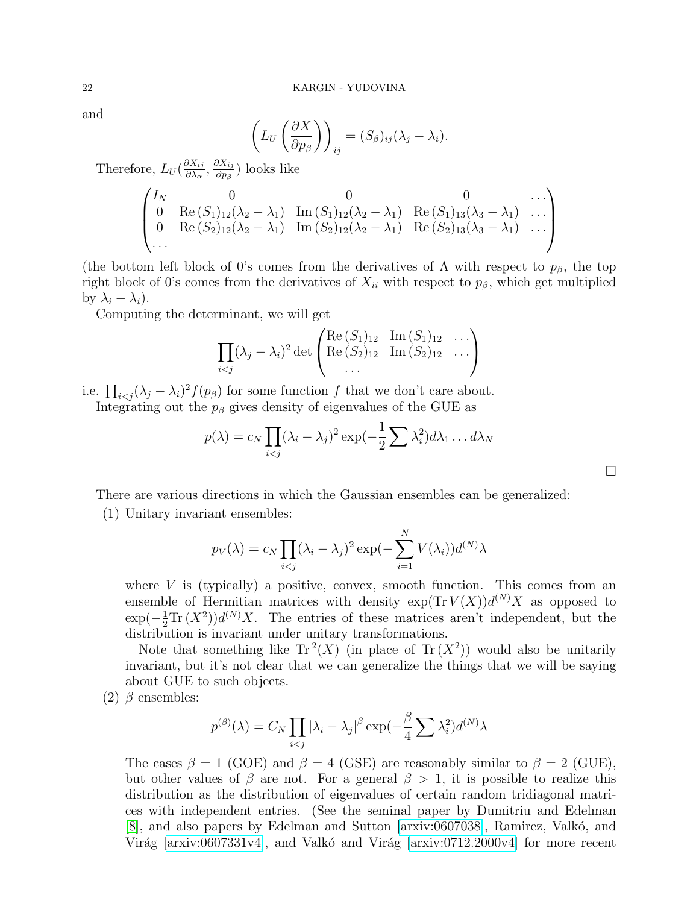and

$$\left(L_U\left(\frac{\partial X}{\partial p_\beta}\right)\right)_{ij} = (S_\beta)_{ij}(\lambda_j - \lambda_i).$$

Therefore, $L_U(\frac{\partial X_{ij}}{\partial \lambda_\alpha}, \frac{\partial X_{ij}}{\partial p_\beta})$ looks like

$$\begin{pmatrix} I_N & 0 & 0 & 0 & \dots \\ 0 & \mathrm{Re}\,(S_1)_{12}(\lambda_2-\lambda_1) & \mathrm{Im}\,(S_1)_{12}(\lambda_2-\lambda_1) & \mathrm{Re}\,(S_1)_{13}(\lambda_3-\lambda_1) & \dots \\ 0 & \mathrm{Re}\,(S_2)_{12}(\lambda_2-\lambda_1) & \mathrm{Im}\,(S_2)_{12}(\lambda_2-\lambda_1) & \mathrm{Re}\,(S_2)_{13}(\lambda_3-\lambda_1) & \dots \\ \dots \end{pmatrix}$$

(the bottom left block of 0's comes from the derivatives of $\Lambda$ with respect to $p_\beta$, the top right block of 0's comes from the derivatives of $X_{ii}$ with respect to $p_\beta$, which get multiplied by $\lambda_i - \lambda_i$).

Computing the determinant, we will get

$$\prod_{i<j}(\lambda_j-\lambda_i)^2 \det \begin{pmatrix} \mathrm{Re}\,(S_1)_{12} & \mathrm{Im}\,(S_1)_{12} & \dots \\ \mathrm{Re}\,(S_2)_{12} & \mathrm{Im}\,(S_2)_{12} & \dots \\ & \dots \end{pmatrix}$$

i.e. $\prod_{i<j}(\lambda_j-\lambda_i)^2 f(p_\beta)$ for some function $f$ that we don't care about.

Integrating out the $p_\beta$ gives density of eigenvalues of the GUE as

$$p(\lambda) = c_N \prod_{i<j}(\lambda_i - \lambda_j)^2 \exp(-\frac{1}{2}\sum \lambda_i^2) d\lambda_1 \dots d\lambda_N$$

□

There are various directions in which the Gaussian ensembles can be generalized:

(1) Unitary invariant ensembles:

$$p_V(\lambda) = c_N \prod_{i<j}(\lambda_i-\lambda_j)^2 \exp(-\sum_{i=1}^N V(\lambda_i)) d^{(N)}\lambda$$

where $V$ is (typically) a positive, convex, smooth function. This comes from an ensemble of Hermitian matrices with density $\exp(\mathrm{Tr}\, V(X))d^{(N)}X$ as opposed to $\exp(-\frac{1}{2}\mathrm{Tr}\,(X^2))d^{(N)}X$. The entries of these matrices aren't independent, but the distribution is invariant under unitary transformations.

Note that something like $\mathrm{Tr}^2(X)$ (in place of $\mathrm{Tr}\,(X^2)$) would also be unitarily invariant, but it's not clear that we can generalize the things that we will be saying about GUE to such objects.

(2) $\beta$ ensembles:

$$p^{(\beta)}(\lambda) = C_N \prod_{i<j}|\lambda_i - \lambda_j|^\beta \exp(-\frac{\beta}{4}\sum \lambda_i^2) d^{(N)}\lambda$$

The cases $\beta = 1$ (GOE) and $\beta = 4$ (GSE) are reasonably similar to $\beta = 2$ (GUE), but other values of $\beta$ are not. For a general $\beta > 1$, it is possible to realize this distribution as the distribution of eigenvalues of certain random tridiagonal matrices with independent entries. (See the seminal paper by Dumitriu and Edelman [8], and also papers by Edelman and Sutton [arxiv:0607038], Ramirez, Valkó, and Virág [arxiv:0607331v4], and Valkó and Virág [arxiv:0712.2000v4] for more recent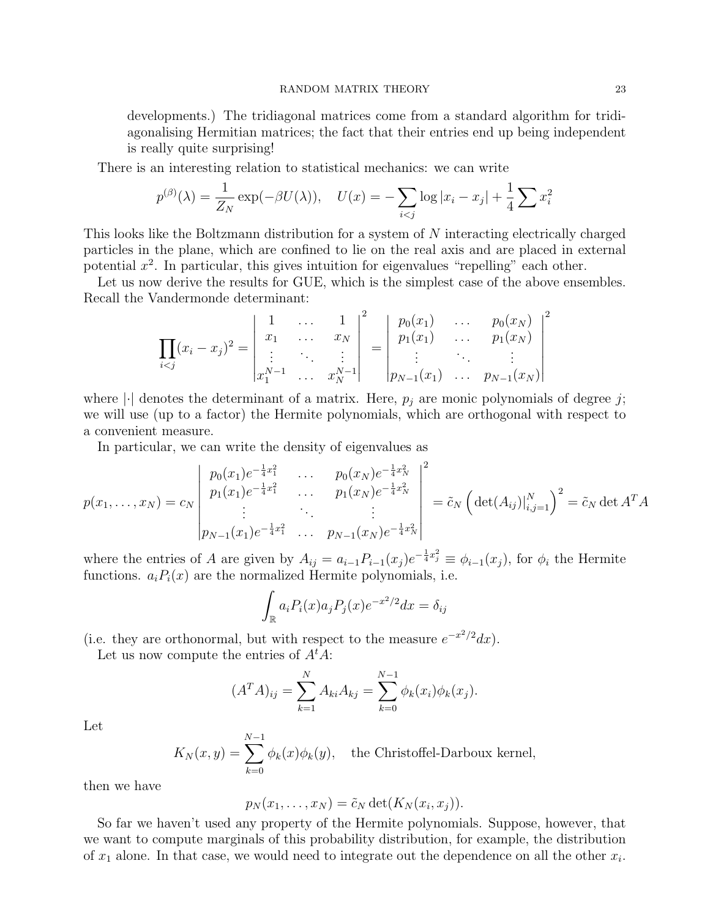developments.) The tridiagonal matrices come from a standard algorithm for tridiagonalising Hermitian matrices; the fact that their entries end up being independent is really quite surprising!

There is an interesting relation to statistical mechanics: we can write

$$p^{(\beta)}(\lambda) = \frac{1}{Z_N}\exp(-\beta U(\lambda)), \quad U(x) = -\sum_{i<j}\log|x_i - x_j| + \frac{1}{4}\sum x_i^2$$

This looks like the Boltzmann distribution for a system of $N$ interacting electrically charged particles in the plane, which are confined to lie on the real axis and are placed in external potential $x^2$. In particular, this gives intuition for eigenvalues "repelling" each other.

Let us now derive the results for GUE, which is the simplest case of the above ensembles. Recall the Vandermonde determinant:

$$\prod_{i<j}(x_i - x_j)^2 = \begin{vmatrix} 1 & \dots & 1 \\ x_1 & \dots & x_N \\ \vdots & \ddots & \vdots \\ x_1^{N-1} & \dots & x_N^{N-1} \end{vmatrix}^2 = \begin{vmatrix} p_0(x_1) & \dots & p_0(x_N) \\ p_1(x_1) & \dots & p_1(x_N) \\ \vdots & \ddots & \vdots \\ p_{N-1}(x_1) & \dots & p_{N-1}(x_N) \end{vmatrix}^2$$

where $|\cdot|$ denotes the determinant of a matrix. Here, $p_j$ are monic polynomials of degree $j$; we will use (up to a factor) the Hermite polynomials, which are orthogonal with respect to a convenient measure.

In particular, we can write the density of eigenvalues as

$$p(x_1, \dots, x_N) = c_N \begin{vmatrix} p_0(x_1)e^{-\frac{1}{4}x_1^2} & \dots & p_0(x_N)e^{-\frac{1}{4}x_N^2} \\ p_1(x_1)e^{-\frac{1}{4}x_1^2} & \dots & p_1(x_N)e^{-\frac{1}{4}x_N^2} \\ \vdots & \ddots & \vdots \\ p_{N-1}(x_1)e^{-\frac{1}{4}x_1^2} & \dots & p_{N-1}(x_N)e^{-\frac{1}{4}x_N^2} \end{vmatrix}^2 = \tilde{c}_N \left(\det(A_{ij})|_{i,j=1}^N\right)^2 = \tilde{c}_N \det A^T A$$

where the entries of $A$ are given by $A_{ij} = a_{i-1}P_{i-1}(x_j)e^{-\frac{1}{4}x_j^2} \equiv \phi_{i-1}(x_j)$, for $\phi_i$ the Hermite functions. $a_i P_i(x)$ are the normalized Hermite polynomials, i.e.

$$\int_{\mathbb{R}} a_i P_i(x) a_j P_j(x) e^{-x^2/2} dx = \delta_{ij}$$

(i.e. they are orthonormal, but with respect to the measure $e^{-x^2/2}dx$).

Let us now compute the entries of $A^t A$:

$$(A^T A)_{ij} = \sum_{k=1}^N A_{ki}A_{kj} = \sum_{k=0}^{N-1} \phi_k(x_i)\phi_k(x_j).$$

Let

$$K_N(x, y) = \sum_{k=0}^{N-1} \phi_k(x)\phi_k(y), \quad \text{the Christoffel-Darboux kernel,}$$

then we have

$$p_N(x_1, \dots, x_N) = \tilde{c}_N \det(K_N(x_i, x_j)).$$

So far we haven't used any property of the Hermite polynomials. Suppose, however, that we want to compute marginals of this probability distribution, for example, the distribution of $x_1$ alone. In that case, we would need to integrate out the dependence on all the other $x_i$.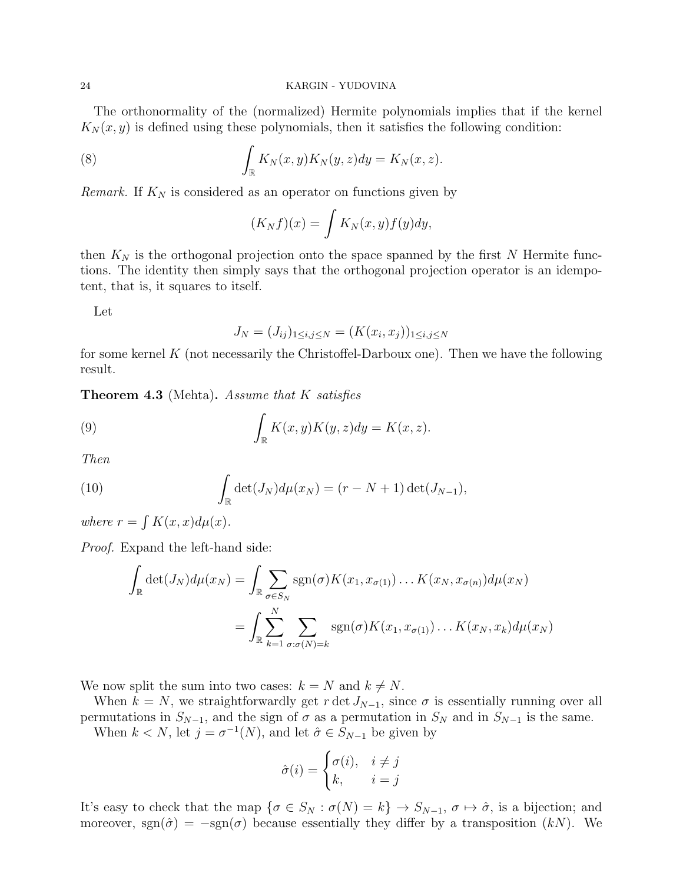The orthonormality of the (normalized) Hermite polynomials implies that if the kernel $K_N(x,y)$ is defined using these polynomials, then it satisfies the following condition:

$$\int_{\mathbb{R}} K_N(x,y)K_N(y,z)dy = K_N(x,z). \tag{8}$$

*Remark.* If $K_N$ is considered as an operator on functions given by

$$(K_N f)(x) = \int K_N(x,y)f(y)dy,$$

then $K_N$ is the orthogonal projection onto the space spanned by the first $N$ Hermite functions. The identity then simply says that the orthogonal projection operator is an idempotent, that is, it squares to itself.

Let

$$J_N = (J_{ij})_{1\le i,j\le N} = (K(x_i,x_j))_{1\le i,j\le N}$$

for some kernel $K$ (not necessarily the Christoffel-Darboux one). Then we have the following result.

**Theorem 4.3** (Mehta)**.** *Assume that $K$ satisfies*

$$\int_{\mathbb{R}} K(x,y)K(y,z)dy = K(x,z). \tag{9}$$

*Then*

$$\int_{\mathbb{R}} \det(J_N)d\mu(x_N) = (r-N+1)\det(J_{N-1}), \tag{10}$$

*where $r = \int K(x,x)d\mu(x)$.*

*Proof.* Expand the left-hand side:

$$\begin{aligned}
\int_{\mathbb{R}} \det(J_N)d\mu(x_N) &= \int_{\mathbb{R}} \sum_{\sigma\in S_N} \mathrm{sgn}(\sigma)K(x_1,x_{\sigma(1)})\dots K(x_N,x_{\sigma(n)})d\mu(x_N) \\
&= \int_{\mathbb{R}} \sum_{k=1}^{N} \sum_{\sigma:\sigma(N)=k} \mathrm{sgn}(\sigma)K(x_1,x_{\sigma(1)})\dots K(x_N,x_k)d\mu(x_N)
\end{aligned}$$

We now split the sum into two cases: $k=N$ and $k\ne N$.

When $k=N$, we straightforwardly get $r\det J_{N-1}$, since $\sigma$ is essentially running over all permutations in $S_{N-1}$, and the sign of $\sigma$ as a permutation in $S_N$ and in $S_{N-1}$ is the same.

When $k<N$, let $j=\sigma^{-1}(N)$, and let $\hat{\sigma}\in S_{N-1}$ be given by

$$\hat{\sigma}(i) = \begin{cases} \sigma(i), & i\ne j \\ k, & i=j \end{cases}$$

It's easy to check that the map $\{\sigma\in S_N : \sigma(N)=k\}\to S_{N-1}$, $\sigma\mapsto\hat{\sigma}$, is a bijection; and moreover, $\mathrm{sgn}(\hat{\sigma}) = -\mathrm{sgn}(\sigma)$ because essentially they differ by a transposition $(kN)$. We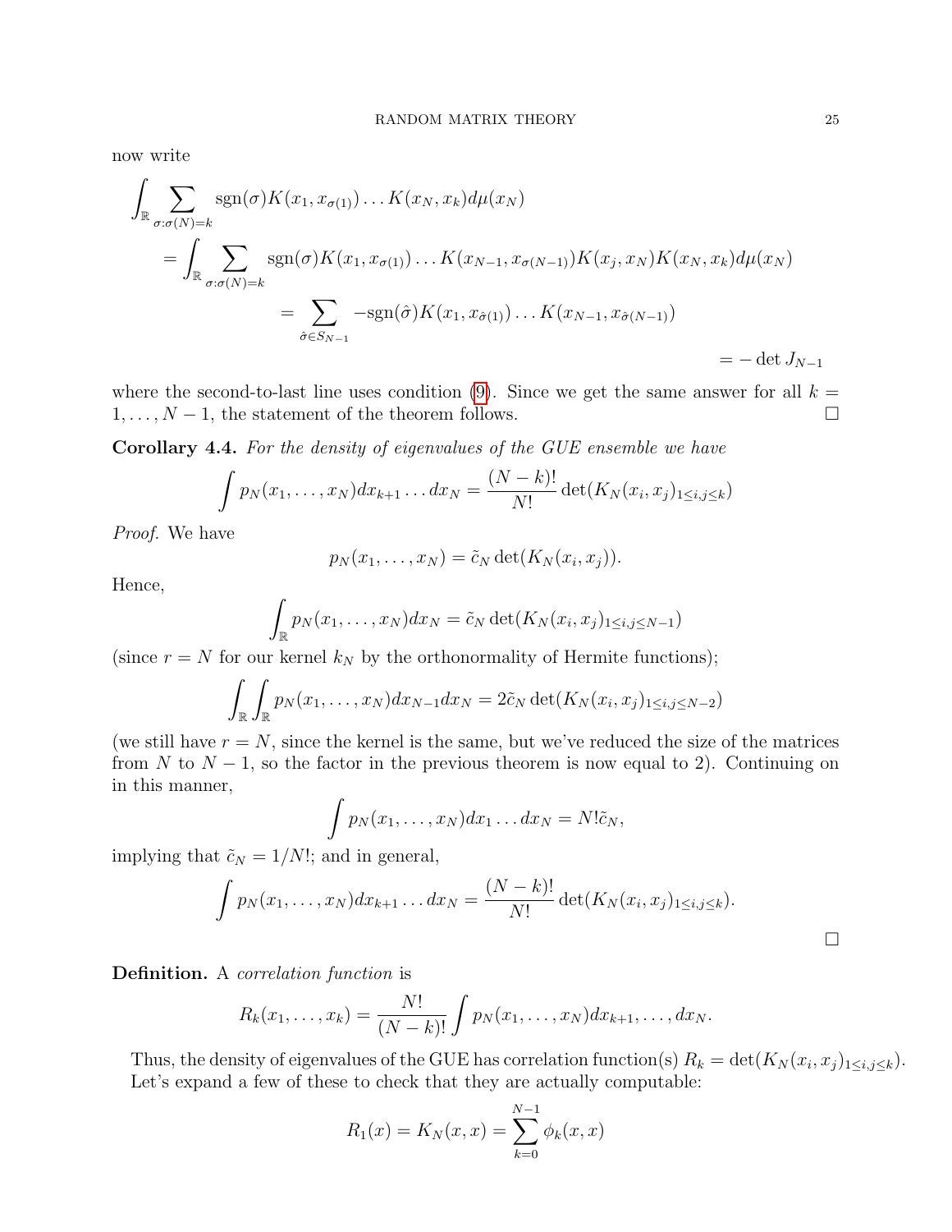now write

$$\int_{\mathbb{R}} \sum_{\sigma:\sigma(N)=k} \operatorname{sgn}(\sigma) K(x_1, x_{\sigma(1)}) \dots K(x_N, x_k) d\mu(x_N)$$

$$= \int_{\mathbb{R}} \sum_{\sigma:\sigma(N)=k} \operatorname{sgn}(\sigma) K(x_1, x_{\sigma(1)}) \dots K(x_{N-1}, x_{\sigma(N-1)}) K(x_j, x_N) K(x_N, x_k) d\mu(x_N)$$

$$= \sum_{\hat{\sigma} \in S_{N-1}} -\operatorname{sgn}(\hat{\sigma}) K(x_1, x_{\hat{\sigma}(1)}) \dots K(x_{N-1}, x_{\hat{\sigma}(N-1)})$$

$$= -\det J_{N-1}$$

where the second-to-last line uses condition (9). Since we get the same answer for all $k = 1, \dots, N-1$, the statement of the theorem follows. □

**Corollary 4.4.** *For the density of eigenvalues of the GUE ensemble we have*

$$\int p_N(x_1, \dots, x_N) dx_{k+1} \dots dx_N = \frac{(N-k)!}{N!} \det(K_N(x_i, x_j)_{1 \le i,j \le k})$$

*Proof.* We have

$$p_N(x_1, \dots, x_N) = \tilde{c}_N \det(K_N(x_i, x_j)).$$

Hence,

$$\int_{\mathbb{R}} p_N(x_1, \dots, x_N) dx_N = \tilde{c}_N \det(K_N(x_i, x_j)_{1 \le i,j \le N-1})$$

(since $r = N$ for our kernel $k_N$ by the orthonormality of Hermite functions);

$$\int_{\mathbb{R}} \int_{\mathbb{R}} p_N(x_1, \dots, x_N) dx_{N-1} dx_N = 2\tilde{c}_N \det(K_N(x_i, x_j)_{1 \le i,j \le N-2})$$

(we still have $r = N$, since the kernel is the same, but we've reduced the size of the matrices from $N$ to $N-1$, so the factor in the previous theorem is now equal to 2). Continuing on in this manner,

$$\int p_N(x_1, \dots, x_N) dx_1 \dots dx_N = N! \tilde{c}_N,$$

implying that $\tilde{c}_N = 1/N!$; and in general,

$$\int p_N(x_1, \dots, x_N) dx_{k+1} \dots dx_N = \frac{(N-k)!}{N!} \det(K_N(x_i, x_j)_{1 \le i,j \le k}).$$

□

**Definition.** A *correlation function* is

$$R_k(x_1, \dots, x_k) = \frac{N!}{(N-k)!} \int p_N(x_1, \dots, x_N) dx_{k+1}, \dots, dx_N.$$

Thus, the density of eigenvalues of the GUE has correlation function(s) $R_k = \det(K_N(x_i, x_j)_{1 \le i,j \le k})$. Let's expand a few of these to check that they are actually computable:

$$R_1(x) = K_N(x, x) = \sum_{k=0}^{N-1} \phi_k(x, x)$$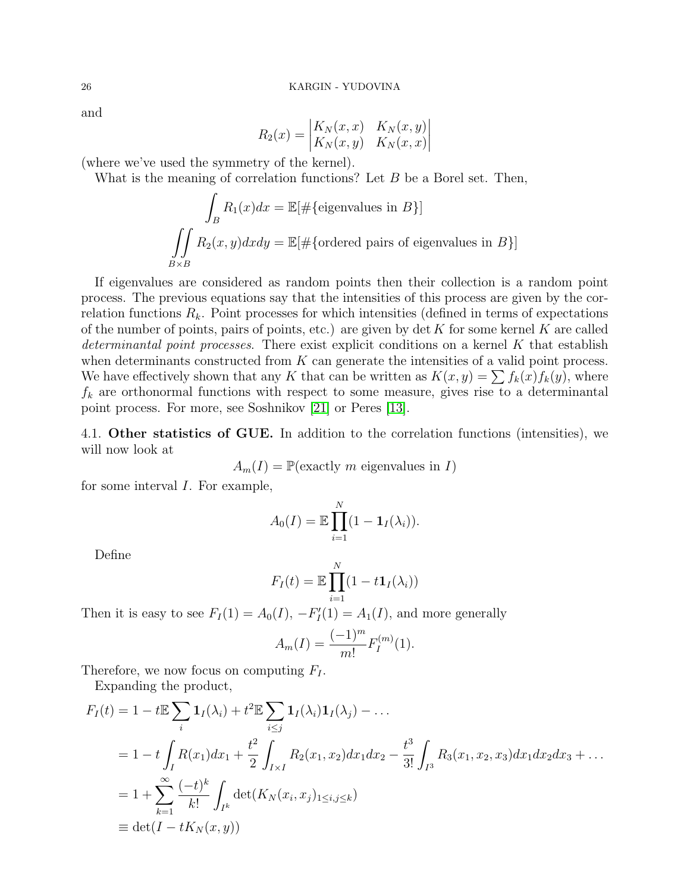and

$$R_2(x) = \begin{vmatrix} K_N(x,x) & K_N(x,y) \\ K_N(x,y) & K_N(x,x) \end{vmatrix}$$

(where we've used the symmetry of the kernel).

What is the meaning of correlation functions? Let $B$ be a Borel set. Then,

$$\int_B R_1(x)dx = \mathbb{E}[\#\{\text{eigenvalues in } B\}]$$

$$\iint_{B\times B} R_2(x,y)dxdy = \mathbb{E}[\#\{\text{ordered pairs of eigenvalues in } B\}]$$

If eigenvalues are considered as random points then their collection is a random point process. The previous equations say that the intensities of this process are given by the correlation functions $R_k$. Point processes for which intensities (defined in terms of expectations of the number of points, pairs of points, etc.) are given by $\det K$ for some kernel $K$ are called *determinantal point processes*. There exist explicit conditions on a kernel $K$ that establish when determinants constructed from $K$ can generate the intensities of a valid point process. We have effectively shown that any $K$ that can be written as $K(x,y) = \sum f_k(x)f_k(y)$, where $f_k$ are orthonormal functions with respect to some measure, gives rise to a determinantal point process. For more, see Soshnikov [21] or Peres [13].

4.1. **Other statistics of GUE.** In addition to the correlation functions (intensities), we will now look at

$$A_m(I) = \mathbb{P}(\text{exactly } m \text{ eigenvalues in } I)$$

for some interval $I$. For example,

$$A_0(I) = \mathbb{E}\prod_{i=1}^{N}(1 - \mathbf{1}_I(\lambda_i)).$$

Define

$$F_I(t) = \mathbb{E}\prod_{i=1}^{N}(1 - t\mathbf{1}_I(\lambda_i))$$

Then it is easy to see $F_I(1) = A_0(I)$, $-F_I'(1) = A_1(I)$, and more generally

$$A_m(I) = \frac{(-1)^m}{m!}F_I^{(m)}(1).$$

Therefore, we now focus on computing $F_I$.

Expanding the product,

$$\begin{aligned}
F_I(t) &= 1 - t\mathbb{E}\sum_i \mathbf{1}_I(\lambda_i) + t^2\mathbb{E}\sum_{i\leq j}\mathbf{1}_I(\lambda_i)\mathbf{1}_I(\lambda_j) - \dots \\
&= 1 - t\int_I R(x_1)dx_1 + \frac{t^2}{2}\int_{I\times I} R_2(x_1,x_2)dx_1dx_2 - \frac{t^3}{3!}\int_{I^3} R_3(x_1,x_2,x_3)dx_1dx_2dx_3 + \dots \\
&= 1 + \sum_{k=1}^{\infty}\frac{(-t)^k}{k!}\int_{I^k}\det(K_N(x_i,x_j)_{1\leq i,j\leq k}) \\
&\equiv \det(I - tK_N(x,y))
\end{aligned}$$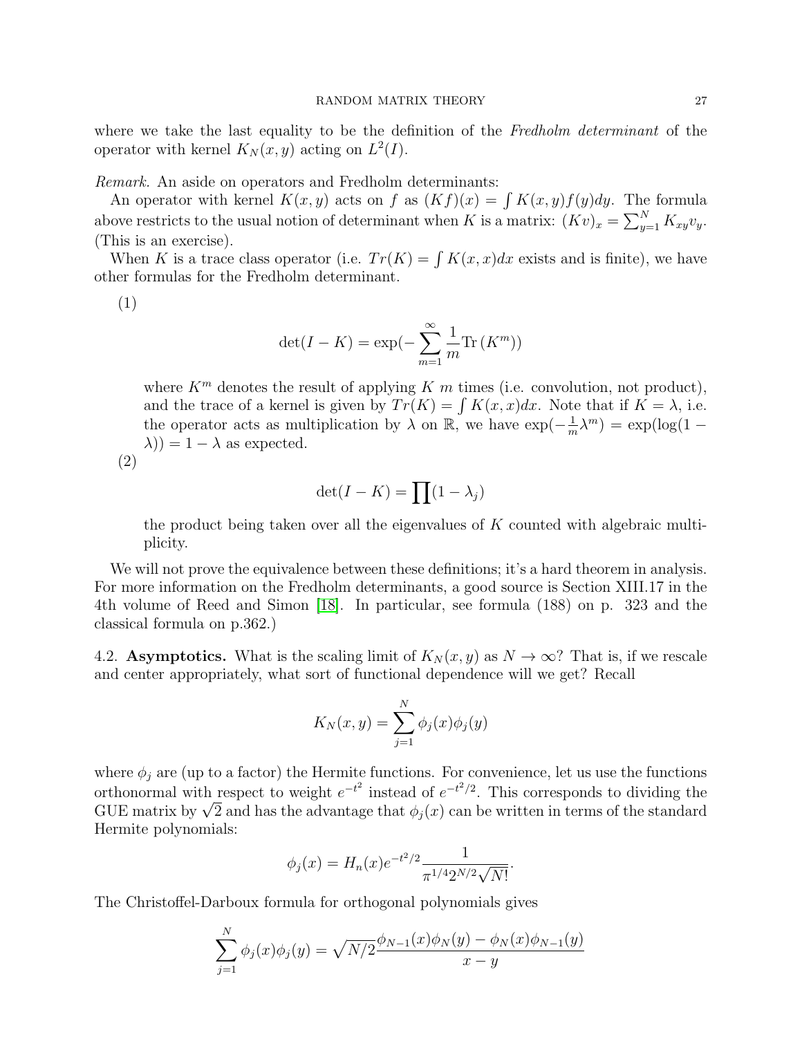where we take the last equality to be the definition of the *Fredholm determinant* of the operator with kernel $K_N(x, y)$ acting on $L^2(I)$.

*Remark.* An aside on operators and Fredholm determinants:

An operator with kernel $K(x, y)$ acts on $f$ as $(Kf)(x) = \int K(x, y)f(y)dy$. The formula above restricts to the usual notion of determinant when $K$ is a matrix: $(Kv)_x = \sum_{y=1}^{N} K_{xy}v_y$. (This is an exercise).

When $K$ is a trace class operator (i.e. $Tr(K) = \int K(x, x)dx$ exists and is finite), we have other formulas for the Fredholm determinant.

(1)
$$\det(I - K) = \exp(-\sum_{m=1}^{\infty} \frac{1}{m}\mathrm{Tr}\,(K^m))$$

where $K^m$ denotes the result of applying $K$ $m$ times (i.e. convolution, not product), and the trace of a kernel is given by $Tr(K) = \int K(x, x)dx$. Note that if $K = \lambda$, i.e. the operator acts as multiplication by $\lambda$ on $\mathbb{R}$, we have $\exp(-\frac{1}{m}\lambda^m) = \exp(\log(1 - \lambda)) = 1 - \lambda$ as expected.

(2)
$$\det(I - K) = \prod(1 - \lambda_j)$$

the product being taken over all the eigenvalues of $K$ counted with algebraic multiplicity.

We will not prove the equivalence between these definitions; it's a hard theorem in analysis. For more information on the Fredholm determinants, a good source is Section XIII.17 in the 4th volume of Reed and Simon [18]. In particular, see formula (188) on p. 323 and the classical formula on p.362.)

4.2. **Asymptotics.** What is the scaling limit of $K_N(x, y)$ as $N \to \infty$? That is, if we rescale and center appropriately, what sort of functional dependence will we get? Recall

$$K_N(x, y) = \sum_{j=1}^{N} \phi_j(x)\phi_j(y)$$

where $\phi_j$ are (up to a factor) the Hermite functions. For convenience, let us use the functions orthonormal with respect to weight $e^{-t^2}$ instead of $e^{-t^2/2}$. This corresponds to dividing the GUE matrix by $\sqrt{2}$ and has the advantage that $\phi_j(x)$ can be written in terms of the standard Hermite polynomials:

$$\phi_j(x) = H_n(x)e^{-t^2/2}\frac{1}{\pi^{1/4}2^{N/2}\sqrt{N!}}.$$

The Christoffel-Darboux formula for orthogonal polynomials gives

$$\sum_{j=1}^{N} \phi_j(x)\phi_j(y) = \sqrt{N/2}\frac{\phi_{N-1}(x)\phi_N(y) - \phi_N(x)\phi_{N-1}(y)}{x - y}$$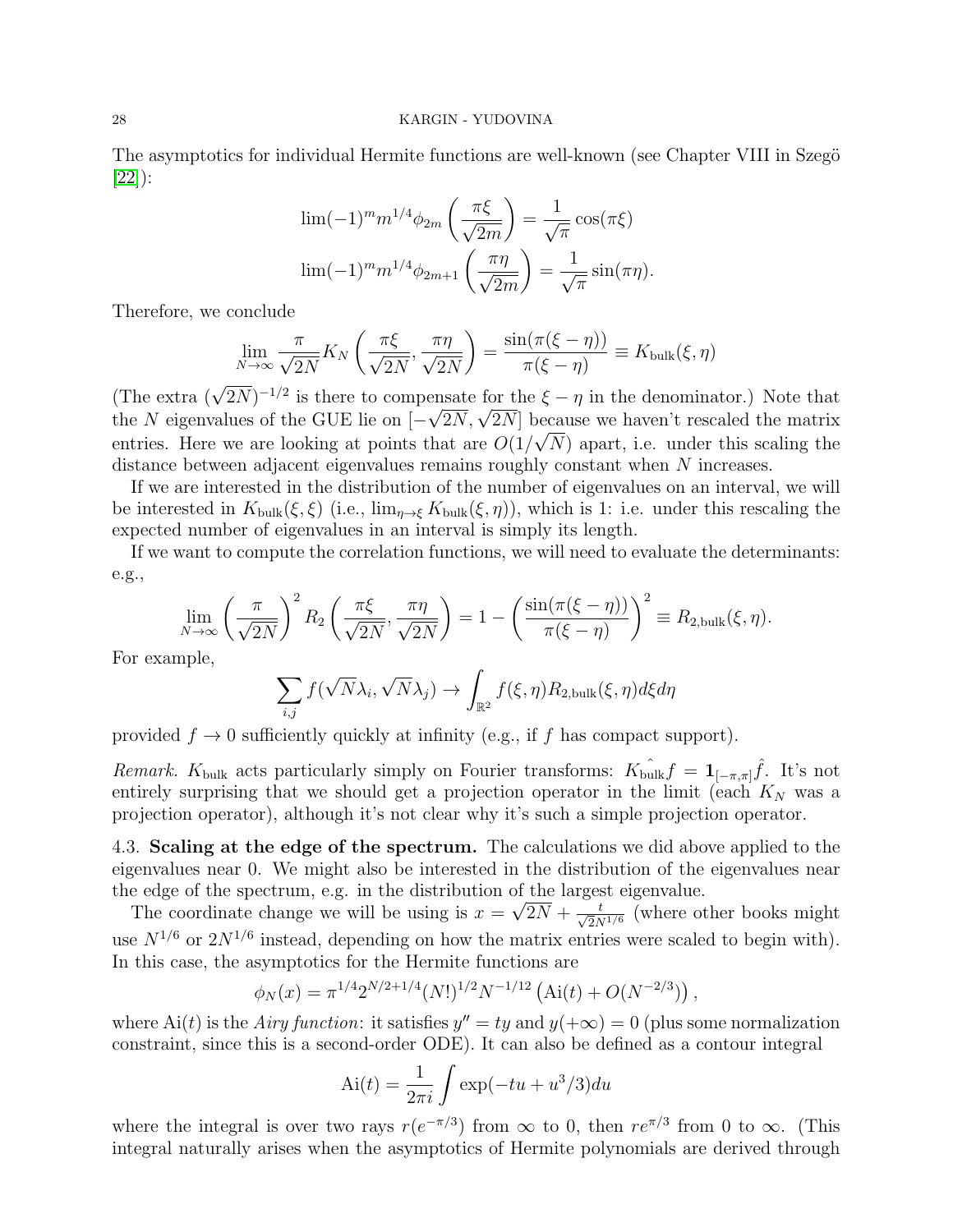The asymptotics for individual Hermite functions are well-known (see Chapter VIII in Szegö [22]):

$$\lim (-1)^m m^{1/4} \phi_{2m}\left(\frac{\pi\xi}{\sqrt{2m}}\right) = \frac{1}{\sqrt{\pi}}\cos(\pi\xi)$$

$$\lim (-1)^m m^{1/4} \phi_{2m+1}\left(\frac{\pi\eta}{\sqrt{2m}}\right) = \frac{1}{\sqrt{\pi}}\sin(\pi\eta).$$

Therefore, we conclude

$$\lim_{N\to\infty} \frac{\pi}{\sqrt{2N}} K_N\left(\frac{\pi\xi}{\sqrt{2N}}, \frac{\pi\eta}{\sqrt{2N}}\right) = \frac{\sin(\pi(\xi-\eta))}{\pi(\xi-\eta)} \equiv K_{\text{bulk}}(\xi,\eta)$$

(The extra $(\sqrt{2N})^{-1/2}$ is there to compensate for the $\xi - \eta$ in the denominator.) Note that the $N$ eigenvalues of the GUE lie on $[-\sqrt{2N}, \sqrt{2N}]$ because we haven't rescaled the matrix entries. Here we are looking at points that are $O(1/\sqrt{N})$ apart, i.e. under this scaling the distance between adjacent eigenvalues remains roughly constant when $N$ increases.

If we are interested in the distribution of the number of eigenvalues on an interval, we will be interested in $K_{\text{bulk}}(\xi,\xi)$ (i.e., $\lim_{\eta\to\xi} K_{\text{bulk}}(\xi,\eta)$), which is 1: i.e. under this rescaling the expected number of eigenvalues in an interval is simply its length.

If we want to compute the correlation functions, we will need to evaluate the determinants: e.g.,

$$\lim_{N\to\infty}\left(\frac{\pi}{\sqrt{2N}}\right)^2 R_2\left(\frac{\pi\xi}{\sqrt{2N}}, \frac{\pi\eta}{\sqrt{2N}}\right) = 1 - \left(\frac{\sin(\pi(\xi-\eta))}{\pi(\xi-\eta)}\right)^2 \equiv R_{2,\text{bulk}}(\xi,\eta).$$

For example,

$$\sum_{i,j} f(\sqrt{N}\lambda_i, \sqrt{N}\lambda_j) \to \int_{\mathbb{R}^2} f(\xi,\eta) R_{2,\text{bulk}}(\xi,\eta)\, d\xi d\eta$$

provided $f \to 0$ sufficiently quickly at infinity (e.g., if $f$ has compact support).

*Remark.* $K_{\text{bulk}}$ acts particularly simply on Fourier transforms: $\widehat{K_{\text{bulk}} f} = \mathbf{1}_{[-\pi,\pi]}\hat{f}$. It's not entirely surprising that we should get a projection operator in the limit (each $K_N$ was a projection operator), although it's not clear why it's such a simple projection operator.

### 4.3. Scaling at the edge of the spectrum.

The calculations we did above applied to the eigenvalues near 0. We might also be interested in the distribution of the eigenvalues near the edge of the spectrum, e.g. in the distribution of the largest eigenvalue.

The coordinate change we will be using is $x = \sqrt{2N} + \frac{t}{\sqrt{2}N^{1/6}}$ (where other books might use $N^{1/6}$ or $2N^{1/6}$ instead, depending on how the matrix entries were scaled to begin with). In this case, the asymptotics for the Hermite functions are

$$\phi_N(x) = \pi^{1/4} 2^{N/2+1/4} (N!)^{1/2} N^{-1/12}\left(\text{Ai}(t) + O(N^{-2/3})\right),$$

where $\text{Ai}(t)$ is the *Airy function*: it satisfies $y'' = ty$ and $y(+\infty) = 0$ (plus some normalization constraint, since this is a second-order ODE). It can also be defined as a contour integral

$$\text{Ai}(t) = \frac{1}{2\pi i}\int \exp(-tu + u^3/3)du$$

where the integral is over two rays $r(e^{-\pi/3})$ from $\infty$ to 0, then $re^{\pi/3}$ from 0 to $\infty$. (This integral naturally arises when the asymptotics of Hermite polynomials are derived through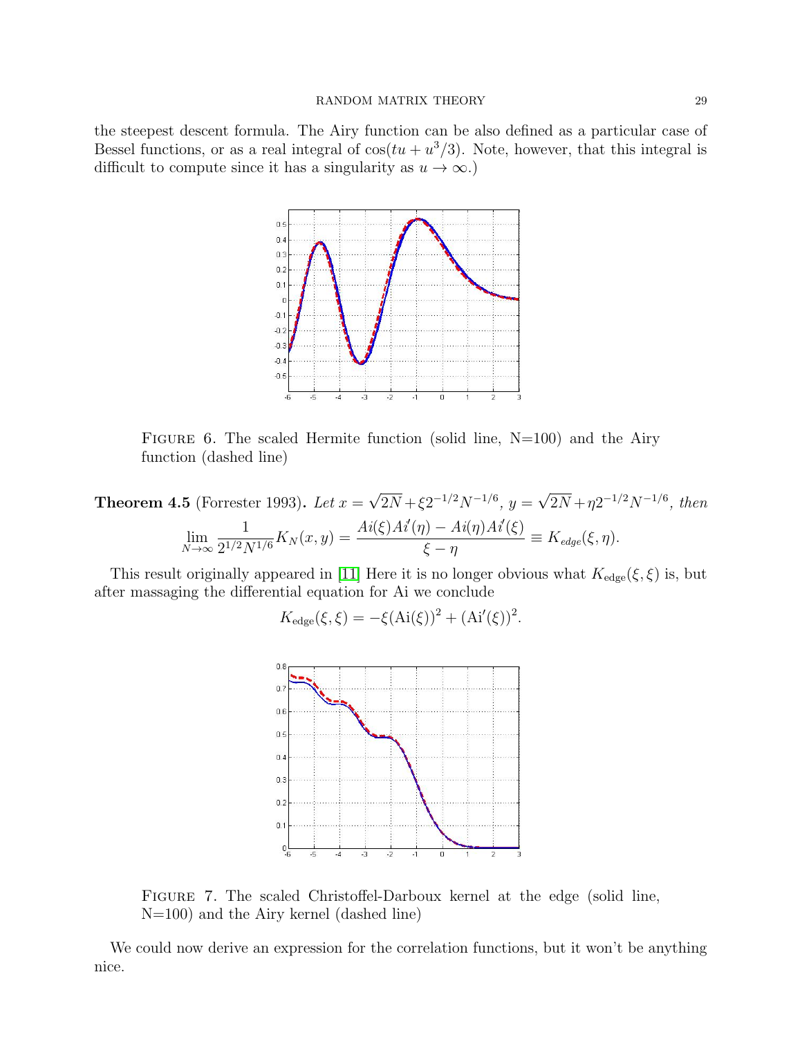the steepest descent formula. The Airy function can be also defined as a particular case of Bessel functions, or as a real integral of $\cos(tu + u^3/3)$. Note, however, that this integral is difficult to compute since it has a singularity as $u \to \infty$.)

0.5
0.4
0.3
0.2
0.1
0
-0.1
-0.2
-0.3
-0.4
-0.5
-6 -5 -4 -3 -2 -1 0 1 2 3

FIGURE 6. The scaled Hermite function (solid line, N=100) and the Airy function (dashed line)

**Theorem 4.5** (Forrester 1993)**.** *Let* $x = \sqrt{2N} + \xi 2^{-1/2} N^{-1/6}$, $y = \sqrt{2N} + \eta 2^{-1/2} N^{-1/6}$, *then*

$$\lim_{N\to\infty} \frac{1}{2^{1/2} N^{1/6}} K_N(x, y) = \frac{Ai(\xi)Ai'(\eta) - Ai(\eta)Ai'(\xi)}{\xi - \eta} \equiv K_{edge}(\xi, \eta).$$

This result originally appeared in [11] Here it is no longer obvious what $K_{\mathrm{edge}}(\xi, \xi)$ is, but after massaging the differential equation for Ai we conclude

$$K_{\mathrm{edge}}(\xi, \xi) = -\xi(\mathrm{Ai}(\xi))^2 + (\mathrm{Ai}'(\xi))^2.$$

0.8
0.7
0.6
0.5
0.4
0.3
0.2
0.1
0
-6 -5 -4 -3 -2 -1 0 1 2 3

FIGURE 7. The scaled Christoffel-Darboux kernel at the edge (solid line, N=100) and the Airy kernel (dashed line)

We could now derive an expression for the correlation functions, but it won't be anything nice.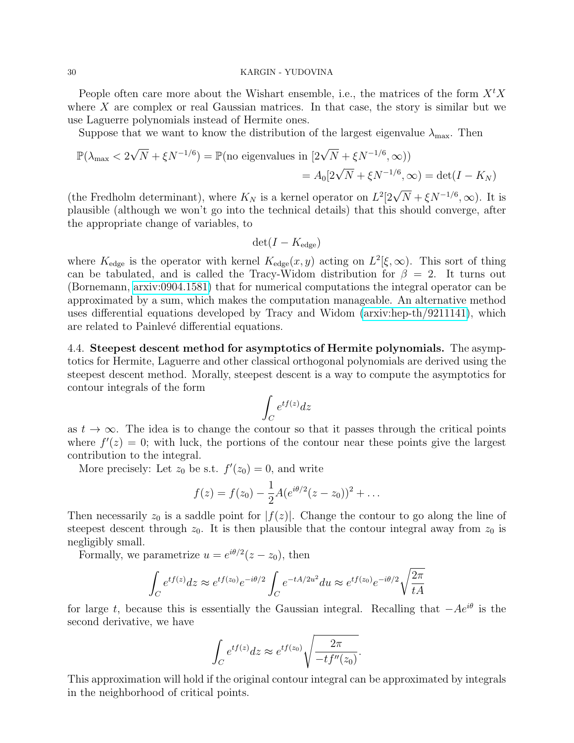People often care more about the Wishart ensemble, i.e., the matrices of the form $X^t X$ where $X$ are complex or real Gaussian matrices. In that case, the story is similar but we use Laguerre polynomials instead of Hermite ones.

Suppose that we want to know the distribution of the largest eigenvalue $\lambda_{\max}$. Then

$$
\begin{aligned}
\mathbb{P}(\lambda_{\max} < 2\sqrt{N} + \xi N^{-1/6}) &= \mathbb{P}(\text{no eigenvalues in } [2\sqrt{N} + \xi N^{-1/6}, \infty)) \\
&= A_0[2\sqrt{N} + \xi N^{-1/6}, \infty) = \det(I - K_N)
\end{aligned}
$$

(the Fredholm determinant), where $K_N$ is a kernel operator on $L^2[2\sqrt{N} + \xi N^{-1/6}, \infty)$. It is plausible (although we won't go into the technical details) that this should converge, after the appropriate change of variables, to

$$
\det(I - K_{\text{edge}})
$$

where $K_{\text{edge}}$ is the operator with kernel $K_{\text{edge}}(x, y)$ acting on $L^2[\xi, \infty)$. This sort of thing can be tabulated, and is called the Tracy-Widom distribution for $\beta = 2$. It turns out (Bornemann, arxiv:0904.1581) that for numerical computations the integral operator can be approximated by a sum, which makes the computation manageable. An alternative method uses differential equations developed by Tracy and Widom (arxiv:hep-th/9211141), which are related to Painlevé differential equations.

4.4. **Steepest descent method for asymptotics of Hermite polynomials.** The asymptotics for Hermite, Laguerre and other classical orthogonal polynomials are derived using the steepest descent method. Morally, steepest descent is a way to compute the asymptotics for contour integrals of the form

$$
\int_C e^{tf(z)} dz
$$

as $t \to \infty$. The idea is to change the contour so that it passes through the critical points where $f'(z) = 0$; with luck, the portions of the contour near these points give the largest contribution to the integral.

More precisely: Let $z_0$ be s.t. $f'(z_0) = 0$, and write

$$
f(z) = f(z_0) - \frac{1}{2} A (e^{i\theta/2}(z - z_0))^2 + \ldots
$$

Then necessarily $z_0$ is a saddle point for $|f(z)|$. Change the contour to go along the line of steepest descent through $z_0$. It is then plausible that the contour integral away from $z_0$ is negligibly small.

Formally, we parametrize $u = e^{i\theta/2}(z - z_0)$, then

$$
\int_C e^{tf(z)} dz \approx e^{tf(z_0)} e^{-i\theta/2} \int_C e^{-tA/2u^2} du \approx e^{tf(z_0)} e^{-i\theta/2} \sqrt{\frac{2\pi}{tA}}
$$

for large $t$, because this is essentially the Gaussian integral. Recalling that $-Ae^{i\theta}$ is the second derivative, we have

$$
\int_C e^{tf(z)} dz \approx e^{tf(z_0)} \sqrt{\frac{2\pi}{-tf''(z_0)}}.
$$

This approximation will hold if the original contour integral can be approximated by integrals in the neighborhood of critical points.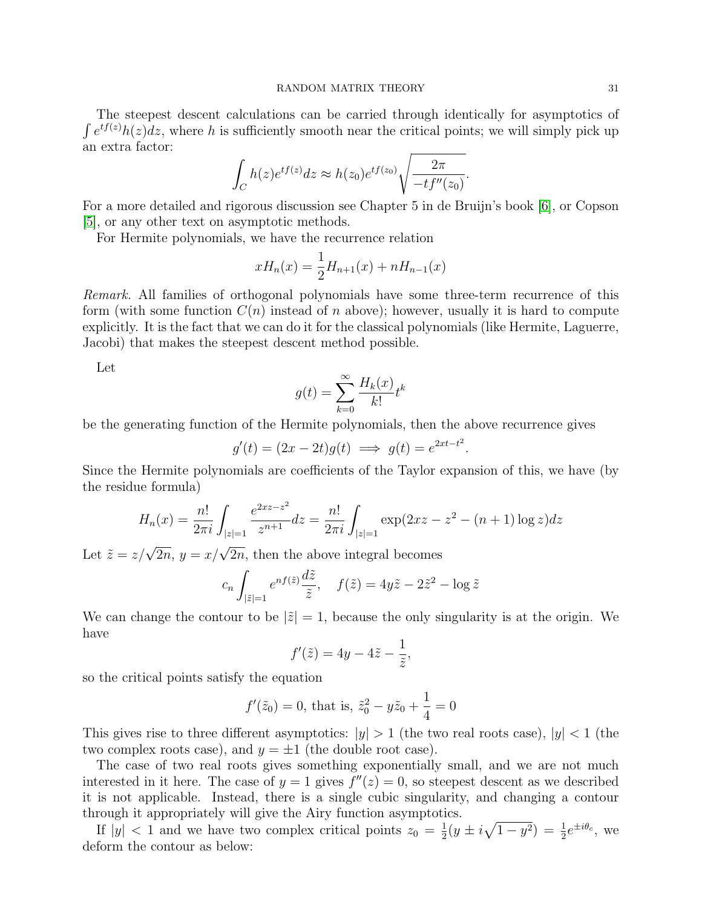The steepest descent calculations can be carried through identically for asymptotics of $\int e^{tf(z)}h(z)dz$, where $h$ is sufficiently smooth near the critical points; we will simply pick up an extra factor:

$$\int_C h(z)e^{tf(z)}dz \approx h(z_0)e^{tf(z_0)}\sqrt{\frac{2\pi}{-tf''(z_0)}}.$$

For a more detailed and rigorous discussion see Chapter 5 in de Bruijn's book [6], or Copson [5], or any other text on asymptotic methods.

For Hermite polynomials, we have the recurrence relation

$$xH_n(x) = \frac{1}{2}H_{n+1}(x) + nH_{n-1}(x)$$

*Remark.* All families of orthogonal polynomials have some three-term recurrence of this form (with some function $C(n)$ instead of $n$ above); however, usually it is hard to compute explicitly. It is the fact that we can do it for the classical polynomials (like Hermite, Laguerre, Jacobi) that makes the steepest descent method possible.

Let

$$g(t) = \sum_{k=0}^{\infty} \frac{H_k(x)}{k!}t^k$$

be the generating function of the Hermite polynomials, then the above recurrence gives

$$g'(t) = (2x - 2t)g(t) \implies g(t) = e^{2xt - t^2}.$$

Since the Hermite polynomials are coefficients of the Taylor expansion of this, we have (by the residue formula)

$$H_n(x) = \frac{n!}{2\pi i}\int_{|z|=1} \frac{e^{2xz-z^2}}{z^{n+1}}dz = \frac{n!}{2\pi i}\int_{|z|=1} \exp(2xz - z^2 - (n+1)\log z)dz$$

Let $\tilde{z} = z/\sqrt{2n}$, $y = x/\sqrt{2n}$, then the above integral becomes

$$c_n \int_{|\tilde{z}|=1} e^{nf(\tilde{z})}\frac{d\tilde{z}}{\tilde{z}}, \quad f(\tilde{z}) = 4y\tilde{z} - 2\tilde{z}^2 - \log\tilde{z}$$

We can change the contour to be $|\tilde{z}| = 1$, because the only singularity is at the origin. We have

$$f'(\tilde{z}) = 4y - 4\tilde{z} - \frac{1}{\tilde{z}},$$

so the critical points satisfy the equation

$$f'(\tilde{z}_0) = 0, \text{ that is, } \tilde{z}_0^2 - y\tilde{z}_0 + \frac{1}{4} = 0$$

This gives rise to three different asymptotics: $|y| > 1$ (the two real roots case), $|y| < 1$ (the two complex roots case), and $y = \pm 1$ (the double root case).

The case of two real roots gives something exponentially small, and we are not much interested in it here. The case of $y = 1$ gives $f''(z) = 0$, so steepest descent as we described it is not applicable. Instead, there is a single cubic singularity, and changing a contour through it appropriately will give the Airy function asymptotics.

If $|y| < 1$ and we have two complex critical points $z_0 = \frac{1}{2}(y \pm i\sqrt{1-y^2}) = \frac{1}{2}e^{\pm i\theta_c}$, we deform the contour as below: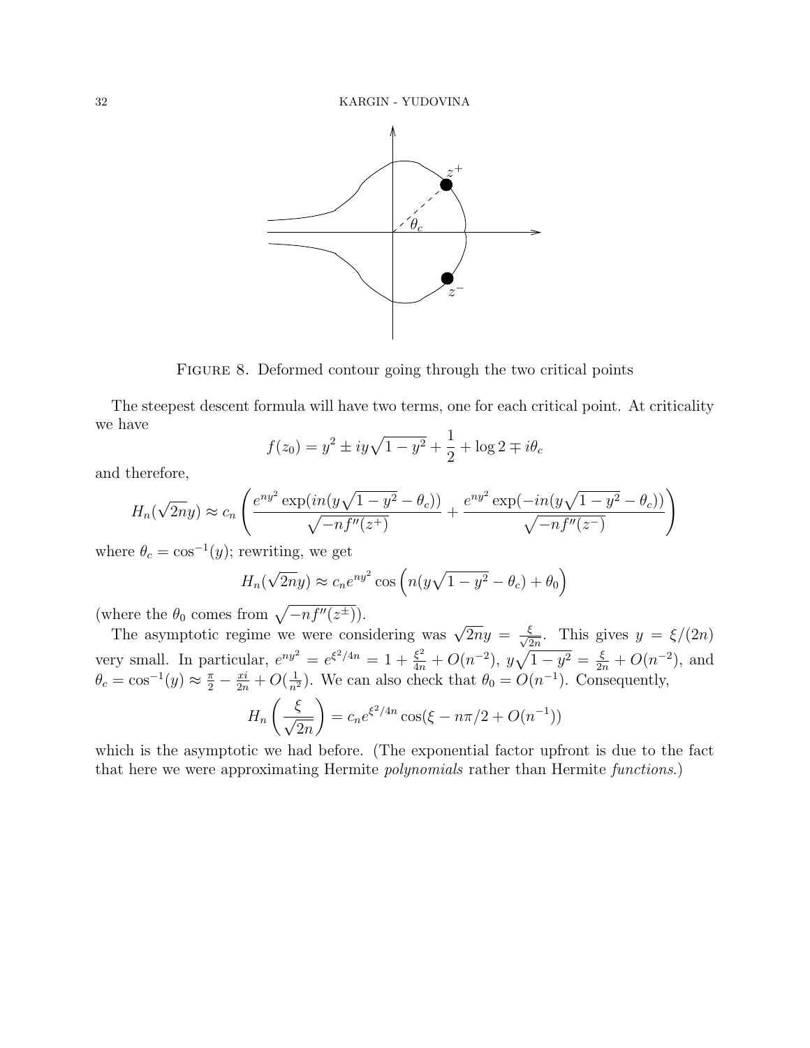z⁺

$\theta_c$

z⁻

Figure 8. Deformed contour going through the two critical points

The steepest descent formula will have two terms, one for each critical point. At criticality we have

$$f(z_0) = y^2 \pm iy\sqrt{1-y^2} + \frac{1}{2} + \log 2 \mp i\theta_c$$

and therefore,

$$H_n(\sqrt{2n}y) \approx c_n \left( \frac{e^{ny^2} \exp(in(y\sqrt{1-y^2} - \theta_c))}{\sqrt{-nf''(z^+)}} + \frac{e^{ny^2} \exp(-in(y\sqrt{1-y^2} - \theta_c))}{\sqrt{-nf''(z^-)}} \right)$$

where $\theta_c = \cos^{-1}(y)$; rewriting, we get

$$H_n(\sqrt{2n}y) \approx c_n e^{ny^2} \cos\left(n(y\sqrt{1-y^2} - \theta_c) + \theta_0\right)$$

(where the $\theta_0$ comes from $\sqrt{-nf''(z^\pm)}$).

The asymptotic regime we were considering was $\sqrt{2n}y = \frac{\xi}{\sqrt{2n}}$. This gives $y = \xi/(2n)$ very small. In particular, $e^{ny^2} = e^{\xi^2/4n} = 1 + \frac{\xi^2}{4n} + O(n^{-2})$, $y\sqrt{1-y^2} = \frac{\xi}{2n} + O(n^{-2})$, and $\theta_c = \cos^{-1}(y) \approx \frac{\pi}{2} - \frac{xi}{2n} + O(\frac{1}{n^2})$. We can also check that $\theta_0 = O(n^{-1})$. Consequently,

$$H_n\left(\frac{\xi}{\sqrt{2n}}\right) = c_n e^{\xi^2/4n} \cos(\xi - n\pi/2 + O(n^{-1}))$$

which is the asymptotic we had before. (The exponential factor upfront is due to the fact that here we were approximating Hermite *polynomials* rather than Hermite *functions*.)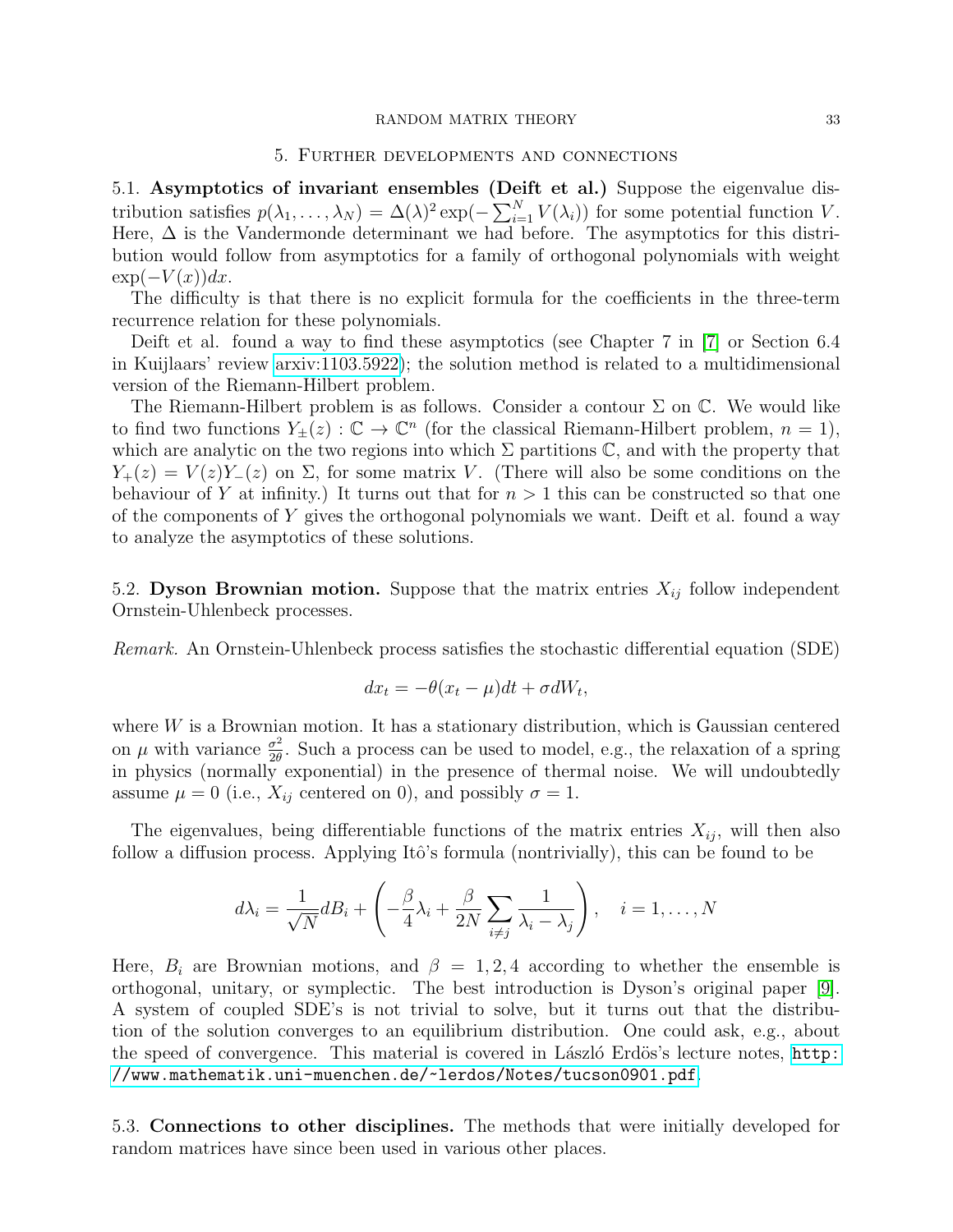## 5. Further developments and connections

5.1. **Asymptotics of invariant ensembles (Deift et al.)** Suppose the eigenvalue distribution satisfies $p(\lambda_1, \dots, \lambda_N) = \Delta(\lambda)^2 \exp(-\sum_{i=1}^N V(\lambda_i))$ for some potential function $V$. Here, $\Delta$ is the Vandermonde determinant we had before. The asymptotics for this distribution would follow from asymptotics for a family of orthogonal polynomials with weight $\exp(-V(x))dx$.

The difficulty is that there is no explicit formula for the coefficients in the three-term recurrence relation for these polynomials.

Deift et al. found a way to find these asymptotics (see Chapter 7 in [7] or Section 6.4 in Kuijlaars' review arxiv:1103.5922); the solution method is related to a multidimensional version of the Riemann-Hilbert problem.

The Riemann-Hilbert problem is as follows. Consider a contour $\Sigma$ on $\mathbb{C}$. We would like to find two functions $Y_\pm(z) : \mathbb{C} \to \mathbb{C}^n$ (for the classical Riemann-Hilbert problem, $n = 1$), which are analytic on the two regions into which $\Sigma$ partitions $\mathbb{C}$, and with the property that $Y_+(z) = V(z)Y_-(z)$ on $\Sigma$, for some matrix $V$. (There will also be some conditions on the behaviour of $Y$ at infinity.) It turns out that for $n > 1$ this can be constructed so that one of the components of $Y$ gives the orthogonal polynomials we want. Deift et al. found a way to analyze the asymptotics of these solutions.

5.2. **Dyson Brownian motion.** Suppose that the matrix entries $X_{ij}$ follow independent Ornstein-Uhlenbeck processes.

*Remark.* An Ornstein-Uhlenbeck process satisfies the stochastic differential equation (SDE)

$$dx_t = -\theta(x_t - \mu)dt + \sigma dW_t,$$

where $W$ is a Brownian motion. It has a stationary distribution, which is Gaussian centered on $\mu$ with variance $\frac{\sigma^2}{2\theta}$. Such a process can be used to model, e.g., the relaxation of a spring in physics (normally exponential) in the presence of thermal noise. We will undoubtedly assume $\mu = 0$ (i.e., $X_{ij}$ centered on 0), and possibly $\sigma = 1$.

The eigenvalues, being differentiable functions of the matrix entries $X_{ij}$, will then also follow a diffusion process. Applying Itô's formula (nontrivially), this can be found to be

$$d\lambda_i = \frac{1}{\sqrt{N}}dB_i + \left(-\frac{\beta}{4}\lambda_i + \frac{\beta}{2N}\sum_{i \neq j}\frac{1}{\lambda_i - \lambda_j}\right), \quad i = 1, \dots, N$$

Here, $B_i$ are Brownian motions, and $\beta = 1, 2, 4$ according to whether the ensemble is orthogonal, unitary, or symplectic. The best introduction is Dyson's original paper [9]. A system of coupled SDE's is not trivial to solve, but it turns out that the distribution of the solution converges to an equilibrium distribution. One could ask, e.g., about the speed of convergence. This material is covered in László Erdös's lecture notes, http://www.mathematik.uni-muenchen.de/~lerdos/Notes/tucson0901.pdf.

5.3. **Connections to other disciplines.** The methods that were initially developed for random matrices have since been used in various other places.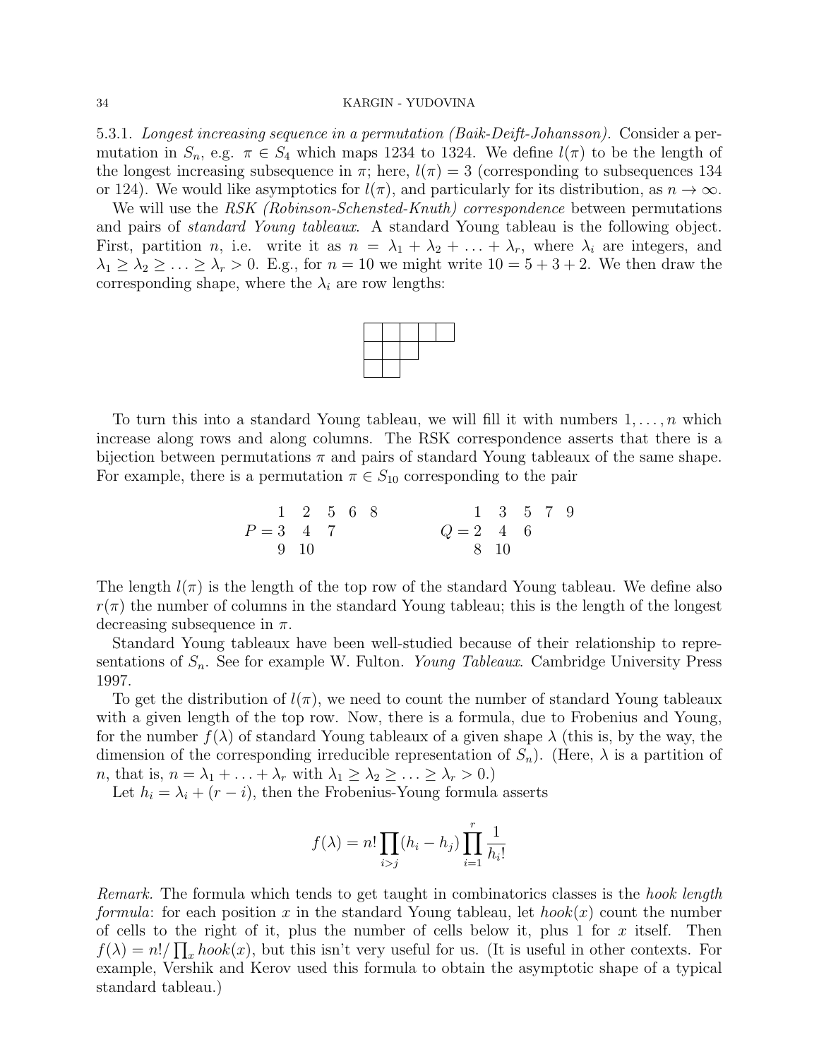5.3.1. *Longest increasing sequence in a permutation (Baik-Deift-Johansson).* Consider a permutation in $S_n$, e.g. $\pi \in S_4$ which maps 1234 to 1324. We define $l(\pi)$ to be the length of the longest increasing subsequence in $\pi$; here, $l(\pi) = 3$ (corresponding to subsequences 134 or 124). We would like asymptotics for $l(\pi)$, and particularly for its distribution, as $n \to \infty$.

We will use the *RSK (Robinson-Schensted-Knuth) correspondence* between permutations and pairs of *standard Young tableaux*. A standard Young tableau is the following object. First, partition $n$, i.e. write it as $n = \lambda_1 + \lambda_2 + \ldots + \lambda_r$, where $\lambda_i$ are integers, and $\lambda_1 \geq \lambda_2 \geq \ldots \geq \lambda_r > 0$. E.g., for $n = 10$ we might write $10 = 5 + 3 + 2$. We then draw the corresponding shape, where the $\lambda_i$ are row lengths:

To turn this into a standard Young tableau, we will fill it with numbers $1, \ldots, n$ which increase along rows and along columns. The RSK correspondence asserts that there is a bijection between permutations $\pi$ and pairs of standard Young tableaux of the same shape. For example, there is a permutation $\pi \in S_{10}$ corresponding to the pair

$$P = \begin{array}{lllll} 1 & 2 & 5 & 6 & 8 \\ 3 & 4 & 7 & & \\ 9 & 10 & & & \end{array} \qquad Q = \begin{array}{lllll} 1 & 3 & 5 & 7 & 9 \\ 2 & 4 & 6 & & \\ 8 & 10 & & & \end{array}$$

The length $l(\pi)$ is the length of the top row of the standard Young tableau. We define also $r(\pi)$ the number of columns in the standard Young tableau; this is the length of the longest decreasing subsequence in $\pi$.

Standard Young tableaux have been well-studied because of their relationship to representations of $S_n$. See for example W. Fulton. *Young Tableaux*. Cambridge University Press 1997.

To get the distribution of $l(\pi)$, we need to count the number of standard Young tableaux with a given length of the top row. Now, there is a formula, due to Frobenius and Young, for the number $f(\lambda)$ of standard Young tableaux of a given shape $\lambda$ (this is, by the way, the dimension of the corresponding irreducible representation of $S_n$). (Here, $\lambda$ is a partition of $n$, that is, $n = \lambda_1 + \ldots + \lambda_r$ with $\lambda_1 \geq \lambda_2 \geq \ldots \geq \lambda_r > 0$.)

Let $h_i = \lambda_i + (r - i)$, then the Frobenius-Young formula asserts

$$f(\lambda) = n! \prod_{i>j} (h_i - h_j) \prod_{i=1}^{r} \frac{1}{h_i!}$$

*Remark.* The formula which tends to get taught in combinatorics classes is the *hook length formula*: for each position $x$ in the standard Young tableau, let $hook(x)$ count the number of cells to the right of it, plus the number of cells below it, plus 1 for $x$ itself. Then $f(\lambda) = n!/\prod_x hook(x)$, but this isn't very useful for us. (It is useful in other contexts. For example, Vershik and Kerov used this formula to obtain the asymptotic shape of a typical standard tableau.)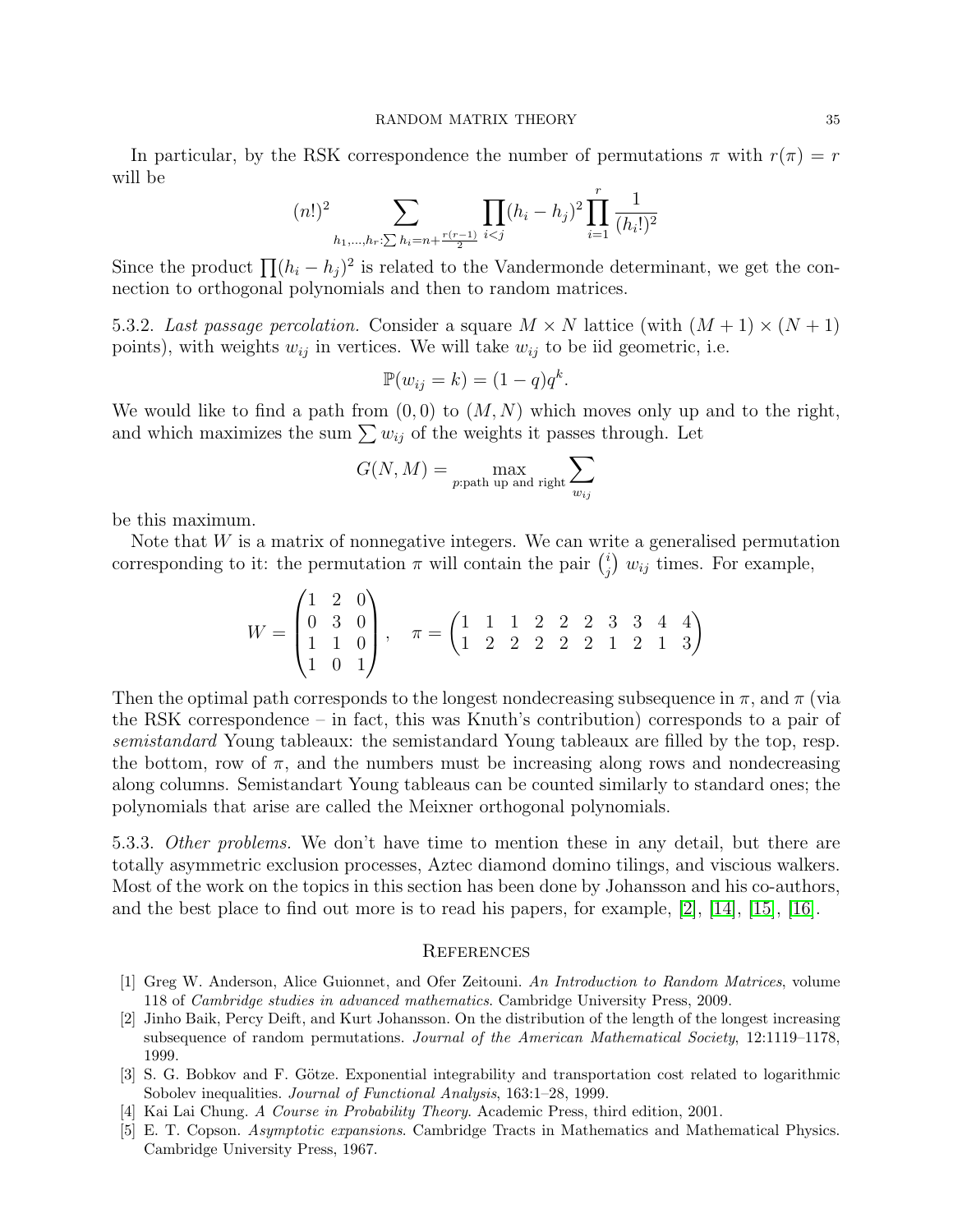In particular, by the RSK correspondence the number of permutations $\pi$ with $r(\pi) = r$ will be

$$(n!)^2 \sum_{h_1,\ldots,h_r : \sum h_i = n + \frac{r(r-1)}{2}} \prod_{i<j} (h_i - h_j)^2 \prod_{i=1}^{r} \frac{1}{(h_i!)^2}$$

Since the product $\prod (h_i - h_j)^2$ is related to the Vandermonde determinant, we get the connection to orthogonal polynomials and then to random matrices.

5.3.2. *Last passage percolation.* Consider a square $M \times N$ lattice (with $(M+1) \times (N+1)$ points), with weights $w_{ij}$ in vertices. We will take $w_{ij}$ to be iid geometric, i.e.

$$\mathbb{P}(w_{ij} = k) = (1-q)q^k.$$

We would like to find a path from $(0,0)$ to $(M,N)$ which moves only up and to the right, and which maximizes the sum $\sum w_{ij}$ of the weights it passes through. Let

$$G(N,M) = \max_{p:\text{path up and right}} \sum_{w_{ij}}$$

be this maximum.

Note that $W$ is a matrix of nonnegative integers. We can write a generalised permutation corresponding to it: the permutation $\pi$ will contain the pair $\binom{i}{j}$ $w_{ij}$ times. For example,

$$W = \begin{pmatrix} 1 & 2 & 0 \\ 0 & 3 & 0 \\ 1 & 1 & 0 \\ 1 & 0 & 1 \end{pmatrix}, \quad \pi = \begin{pmatrix} 1 & 1 & 1 & 2 & 2 & 2 & 3 & 3 & 4 & 4 \\ 1 & 2 & 2 & 2 & 2 & 2 & 1 & 2 & 1 & 3 \end{pmatrix}$$

Then the optimal path corresponds to the longest nondecreasing subsequence in $\pi$, and $\pi$ (via the RSK correspondence – in fact, this was Knuth's contribution) corresponds to a pair of *semistandard* Young tableaux: the semistandard Young tableaux are filled by the top, resp. the bottom, row of $\pi$, and the numbers must be increasing along rows and nondecreasing along columns. Semistandart Young tableaus can be counted similarly to standard ones; the polynomials that arise are called the Meixner orthogonal polynomials.

5.3.3. *Other problems.* We don't have time to mention these in any detail, but there are totally asymmetric exclusion processes, Aztec diamond domino tilings, and viscious walkers. Most of the work on the topics in this section has been done by Johansson and his co-authors, and the best place to find out more is to read his papers, for example, [2], [14], [15], [16].

## References

[1] Greg W. Anderson, Alice Guionnet, and Ofer Zeitouni. *An Introduction to Random Matrices*, volume 118 of *Cambridge studies in advanced mathematics*. Cambridge University Press, 2009.

[2] Jinho Baik, Percy Deift, and Kurt Johansson. On the distribution of the length of the longest increasing subsequence of random permutations. *Journal of the American Mathematical Society*, 12:1119–1178, 1999.

[3] S. G. Bobkov and F. Götze. Exponential integrability and transportation cost related to logarithmic Sobolev inequalities. *Journal of Functional Analysis*, 163:1–28, 1999.

[4] Kai Lai Chung. *A Course in Probability Theory*. Academic Press, third edition, 2001.

[5] E. T. Copson. *Asymptotic expansions*. Cambridge Tracts in Mathematics and Mathematical Physics. Cambridge University Press, 1967.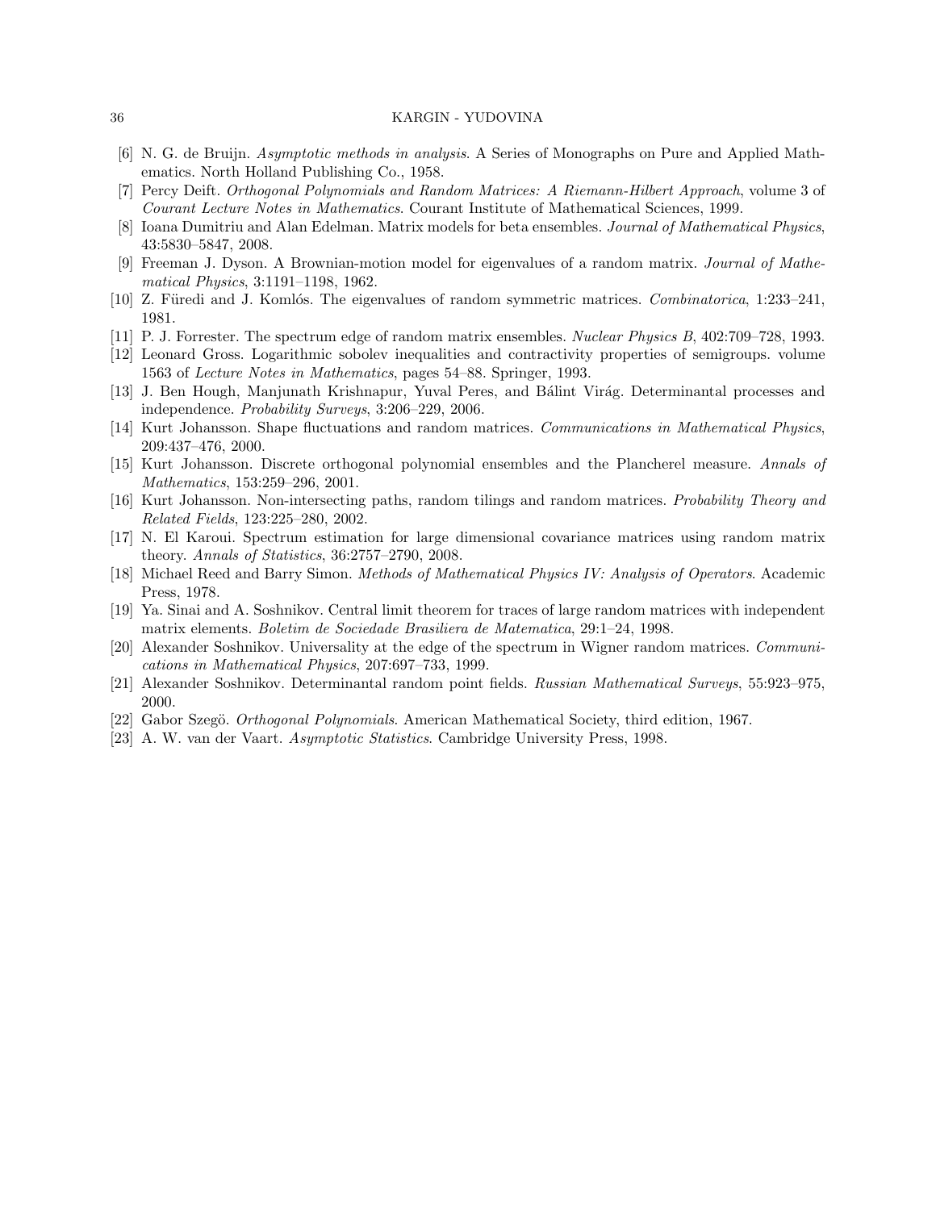[6] N. G. de Bruijn. *Asymptotic methods in analysis*. A Series of Monographs on Pure and Applied Mathematics. North Holland Publishing Co., 1958.

[7] Percy Deift. *Orthogonal Polynomials and Random Matrices: A Riemann-Hilbert Approach*, volume 3 of *Courant Lecture Notes in Mathematics*. Courant Institute of Mathematical Sciences, 1999.

[8] Ioana Dumitriu and Alan Edelman. Matrix models for beta ensembles. *Journal of Mathematical Physics*, 43:5830–5847, 2008.

[9] Freeman J. Dyson. A Brownian-motion model for eigenvalues of a random matrix. *Journal of Mathematical Physics*, 3:1191–1198, 1962.

[10] Z. Füredi and J. Komlós. The eigenvalues of random symmetric matrices. *Combinatorica*, 1:233–241, 1981.

[11] P. J. Forrester. The spectrum edge of random matrix ensembles. *Nuclear Physics B*, 402:709–728, 1993.

[12] Leonard Gross. Logarithmic sobolev inequalities and contractivity properties of semigroups. volume 1563 of *Lecture Notes in Mathematics*, pages 54–88. Springer, 1993.

[13] J. Ben Hough, Manjunath Krishnapur, Yuval Peres, and Bálint Virág. Determinantal processes and independence. *Probability Surveys*, 3:206–229, 2006.

[14] Kurt Johansson. Shape fluctuations and random matrices. *Communications in Mathematical Physics*, 209:437–476, 2000.

[15] Kurt Johansson. Discrete orthogonal polynomial ensembles and the Plancherel measure. *Annals of Mathematics*, 153:259–296, 2001.

[16] Kurt Johansson. Non-intersecting paths, random tilings and random matrices. *Probability Theory and Related Fields*, 123:225–280, 2002.

[17] N. El Karoui. Spectrum estimation for large dimensional covariance matrices using random matrix theory. *Annals of Statistics*, 36:2757–2790, 2008.

[18] Michael Reed and Barry Simon. *Methods of Mathematical Physics IV: Analysis of Operators*. Academic Press, 1978.

[19] Ya. Sinai and A. Soshnikov. Central limit theorem for traces of large random matrices with independent matrix elements. *Boletim de Sociedade Brasiliera de Matematica*, 29:1–24, 1998.

[20] Alexander Soshnikov. Universality at the edge of the spectrum in Wigner random matrices. *Communications in Mathematical Physics*, 207:697–733, 1999.

[21] Alexander Soshnikov. Determinantal random point fields. *Russian Mathematical Surveys*, 55:923–975, 2000.

[22] Gabor Szegö. *Orthogonal Polynomials*. American Mathematical Society, third edition, 1967.

[23] A. W. van der Vaart. *Asymptotic Statistics*. Cambridge University Press, 1998.